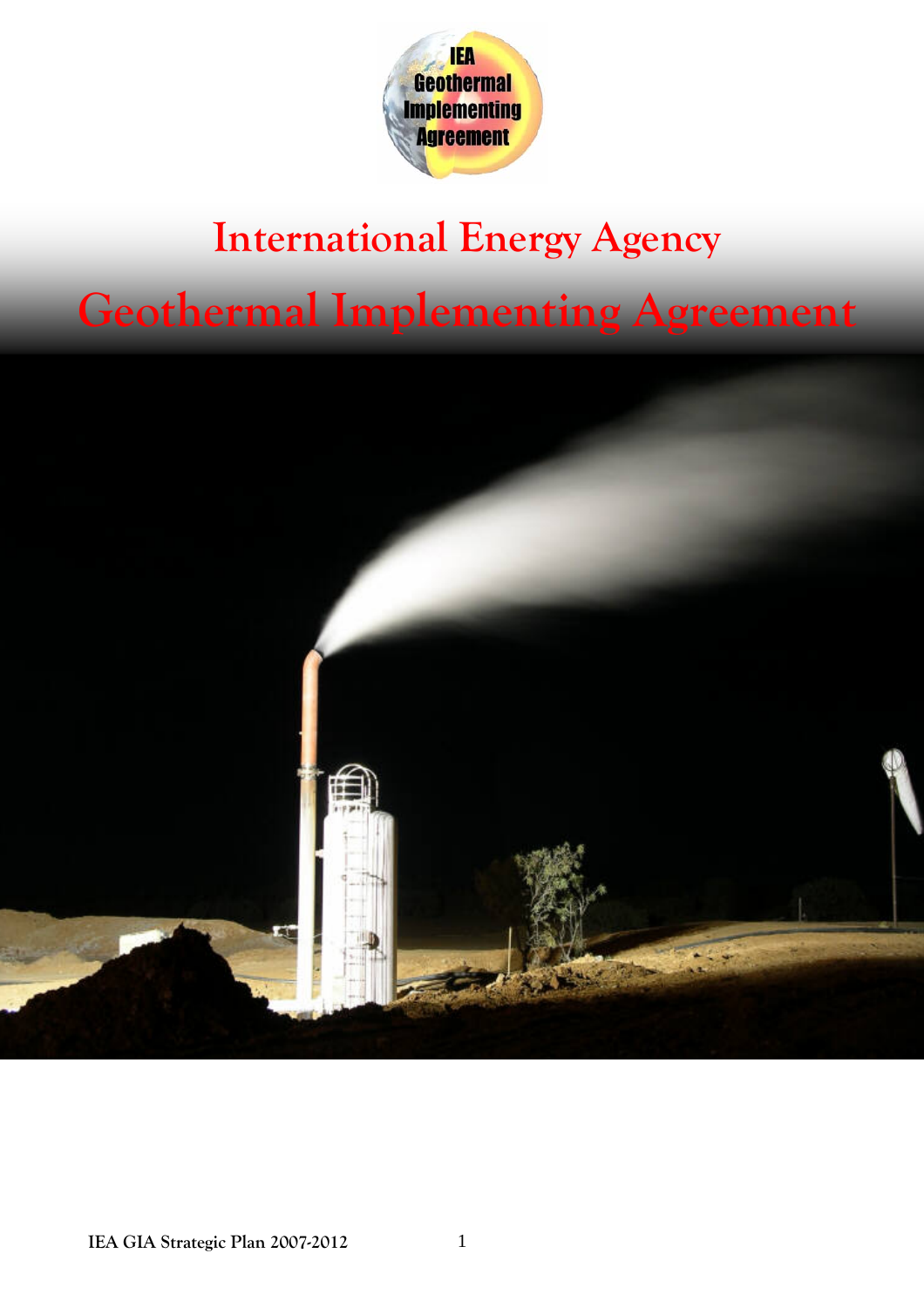# International Energy Agency

# Geothermal Implementing Agreement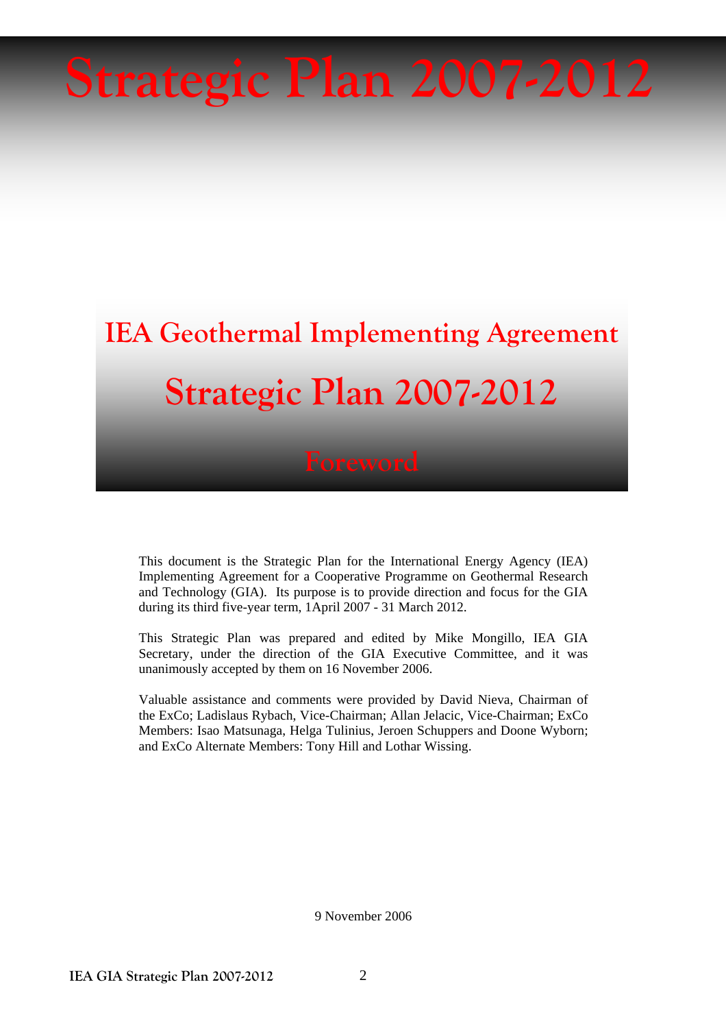# Strategic Plan 2007-2012

## IEA Geothermal Implementing Agreement

## Strategic Plan 2007-2012

### Foreword

This document is the Strategic Plan for the International Energy Agency (IEA) Implementing Agreement for a Cooperative Programme on Geothermal Research and Technology (GIA). Its purpose is to provide direction and focus for the GIA during its third five-year term, 1April 2007 - 31 March 2012.

This Strategic Plan was prepared and edited by Mike Mongillo, IEA GIA Secretary, under the direction of the GIA Executive Committee, and it was unanimously accepted by them on 16 November 2006.

Valuable assistance and comments were provided by David Nieva, Chairman of the ExCo; Ladislaus Rybach, Vice-Chairman; Allan Jelacic, Vice-Chairman; ExCo Members: Isao Matsunaga, Helga Tulinius, Jeroen Schuppers and Doone Wyborn; and ExCo Alternate Members: Tony Hill and Lothar Wissing.

9 November 2006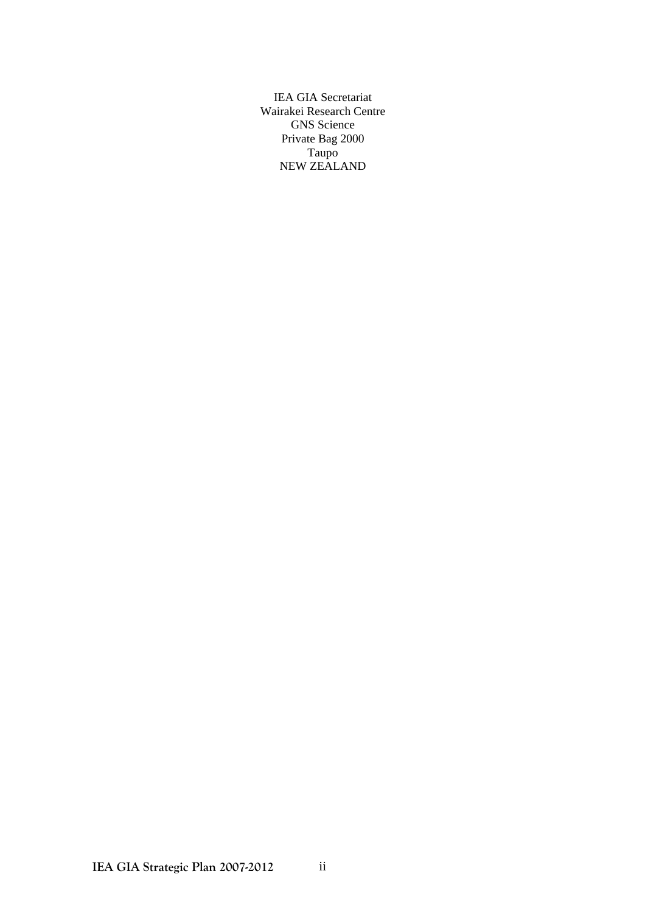IEA GIA Secretariat
Wairakei Research Centre
GNS Science
Private Bag 2000
Taupo
NEW ZEALAND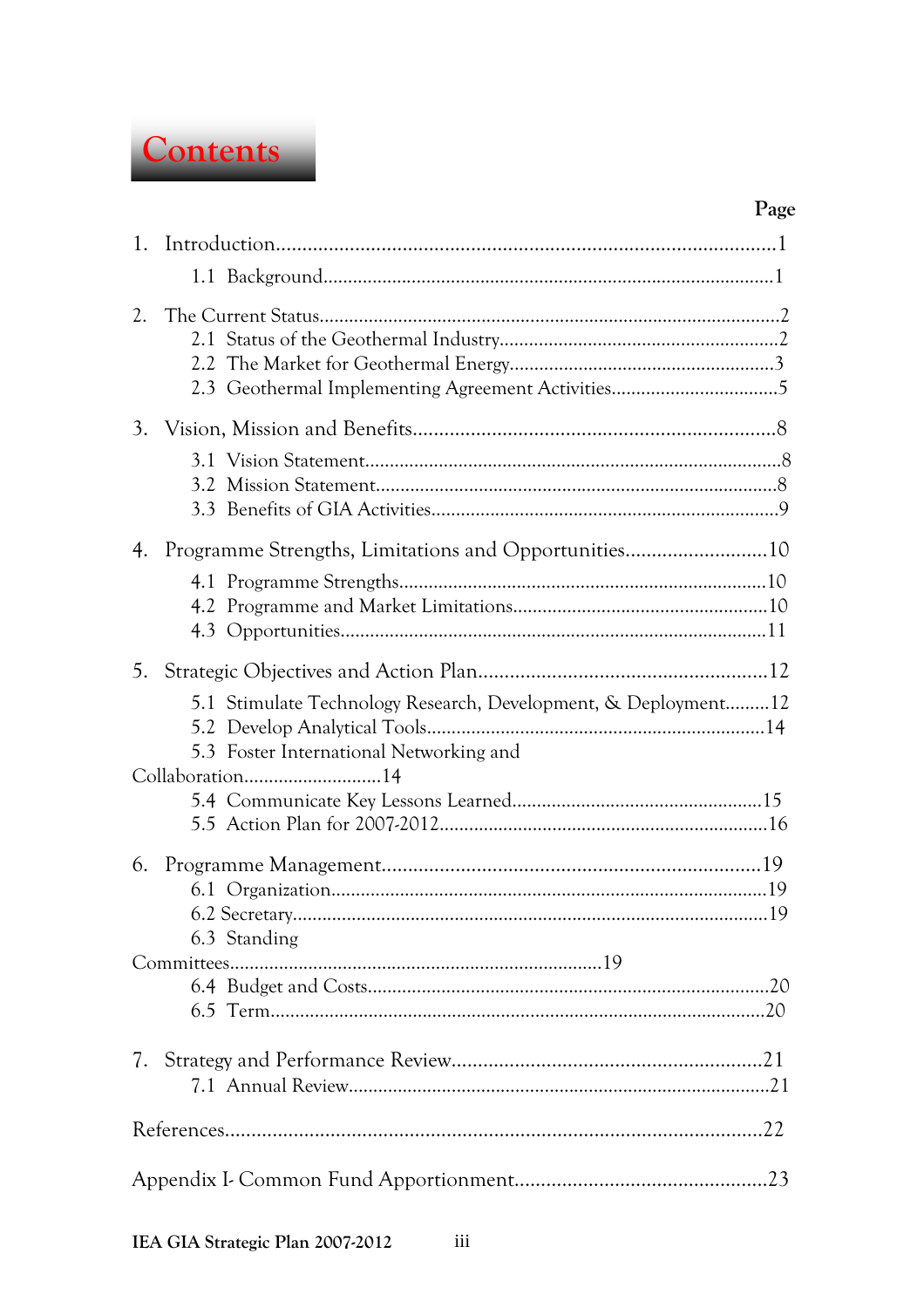# Contents

| | Page |
|---|---|
| 1. Introduction | 1 |
| 1.1 Background | 1 |
| 2. The Current Status | 2 |
| 2.1 Status of the Geothermal Industry | 2 |
| 2.2 The Market for Geothermal Energy | 3 |
| 2.3 Geothermal Implementing Agreement Activities | 5 |
| 3. Vision, Mission and Benefits | 8 |
| 3.1 Vision Statement | 8 |
| 3.2 Mission Statement | 8 |
| 3.3 Benefits of GIA Activities | 9 |
| 4. Programme Strengths, Limitations and Opportunities | 10 |
| 4.1 Programme Strengths | 10 |
| 4.2 Programme and Market Limitations | 10 |
| 4.3 Opportunities | 11 |
| 5. Strategic Objectives and Action Plan | 12 |
| 5.1 Stimulate Technology Research, Development, & Deployment | 12 |
| 5.2 Develop Analytical Tools | 14 |
| 5.3 Foster International Networking and Collaboration | 14 |
| 5.4 Communicate Key Lessons Learned | 15 |
| 5.5 Action Plan for 2007-2012 | 16 |
| 6. Programme Management | 19 |
| 6.1 Organization | 19 |
| 6.2 Secretary | 19 |
| 6.3 Standing Committees | 19 |
| 6.4 Budget and Costs | 20 |
| 6.5 Term | 20 |
| 7. Strategy and Performance Review | 21 |
| 7.1 Annual Review | 21 |
| References | 22 |
| Appendix I- Common Fund Apportionment | 23 |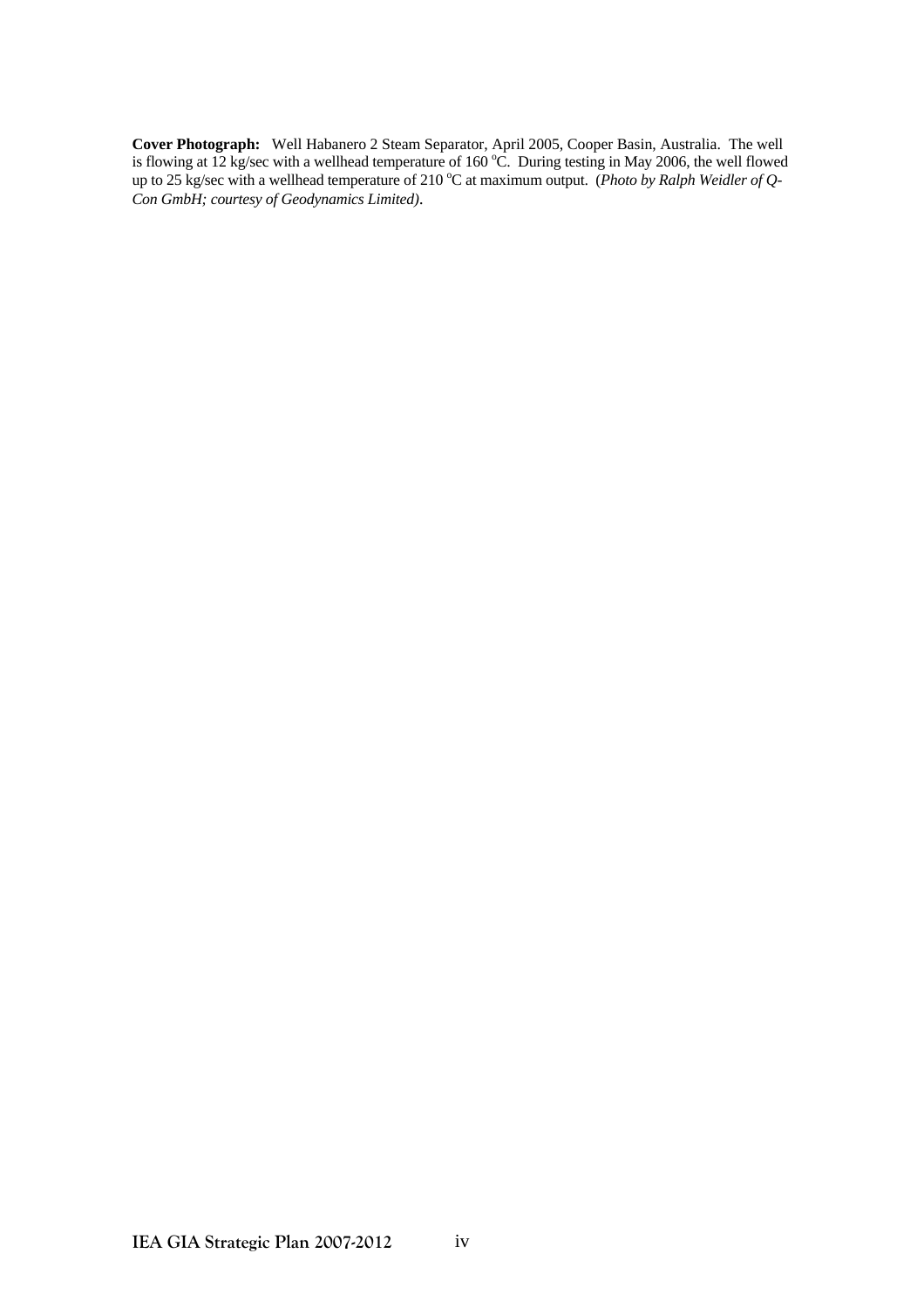**Cover Photograph:** Well Habanero 2 Steam Separator, April 2005, Cooper Basin, Australia. The well is flowing at 12 kg/sec with a wellhead temperature of 160 $^{o}$C. During testing in May 2006, the well flowed up to 25 kg/sec with a wellhead temperature of 210 $^{o}$C at maximum output. (*Photo by Ralph Weidler of Q-Con GmbH; courtesy of Geodynamics Limited).*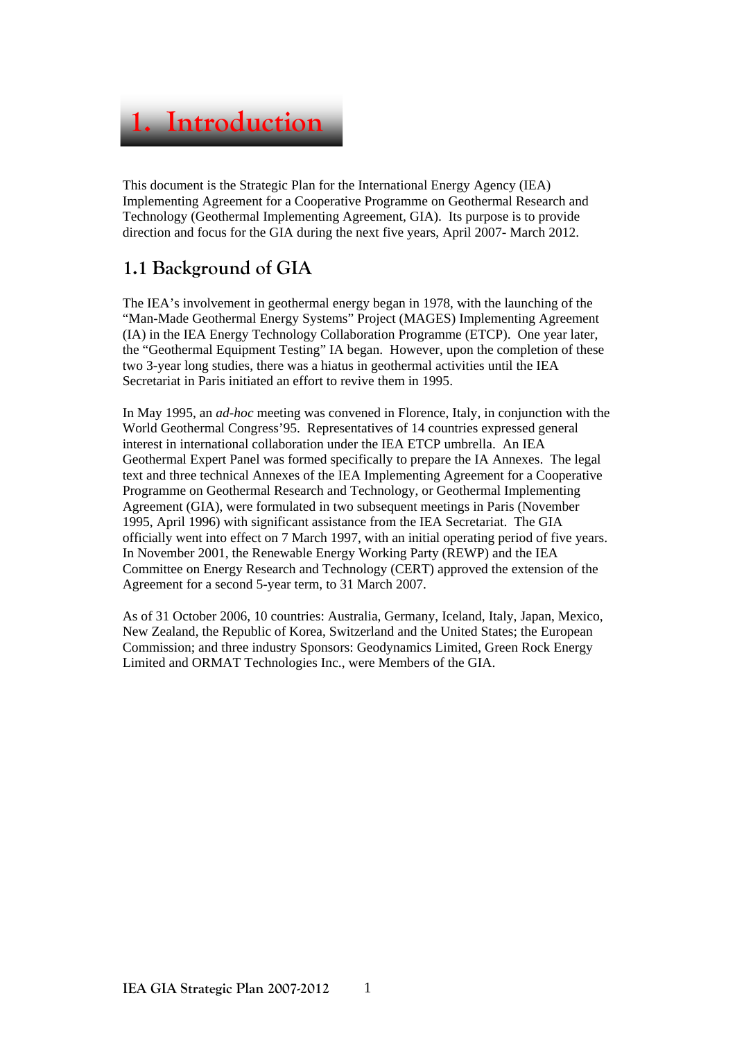# 1. Introduction

This document is the Strategic Plan for the International Energy Agency (IEA) Implementing Agreement for a Cooperative Programme on Geothermal Research and Technology (Geothermal Implementing Agreement, GIA). Its purpose is to provide direction and focus for the GIA during the next five years, April 2007- March 2012.

## 1.1 Background of GIA

The IEA's involvement in geothermal energy began in 1978, with the launching of the "Man-Made Geothermal Energy Systems" Project (MAGES) Implementing Agreement (IA) in the IEA Energy Technology Collaboration Programme (ETCP). One year later, the "Geothermal Equipment Testing" IA began. However, upon the completion of these two 3-year long studies, there was a hiatus in geothermal activities until the IEA Secretariat in Paris initiated an effort to revive them in 1995.

In May 1995, an *ad-hoc* meeting was convened in Florence, Italy, in conjunction with the World Geothermal Congress'95. Representatives of 14 countries expressed general interest in international collaboration under the IEA ETCP umbrella. An IEA Geothermal Expert Panel was formed specifically to prepare the IA Annexes. The legal text and three technical Annexes of the IEA Implementing Agreement for a Cooperative Programme on Geothermal Research and Technology, or Geothermal Implementing Agreement (GIA), were formulated in two subsequent meetings in Paris (November 1995, April 1996) with significant assistance from the IEA Secretariat. The GIA officially went into effect on 7 March 1997, with an initial operating period of five years. In November 2001, the Renewable Energy Working Party (REWP) and the IEA Committee on Energy Research and Technology (CERT) approved the extension of the Agreement for a second 5-year term, to 31 March 2007.

As of 31 October 2006, 10 countries: Australia, Germany, Iceland, Italy, Japan, Mexico, New Zealand, the Republic of Korea, Switzerland and the United States; the European Commission; and three industry Sponsors: Geodynamics Limited, Green Rock Energy Limited and ORMAT Technologies Inc., were Members of the GIA.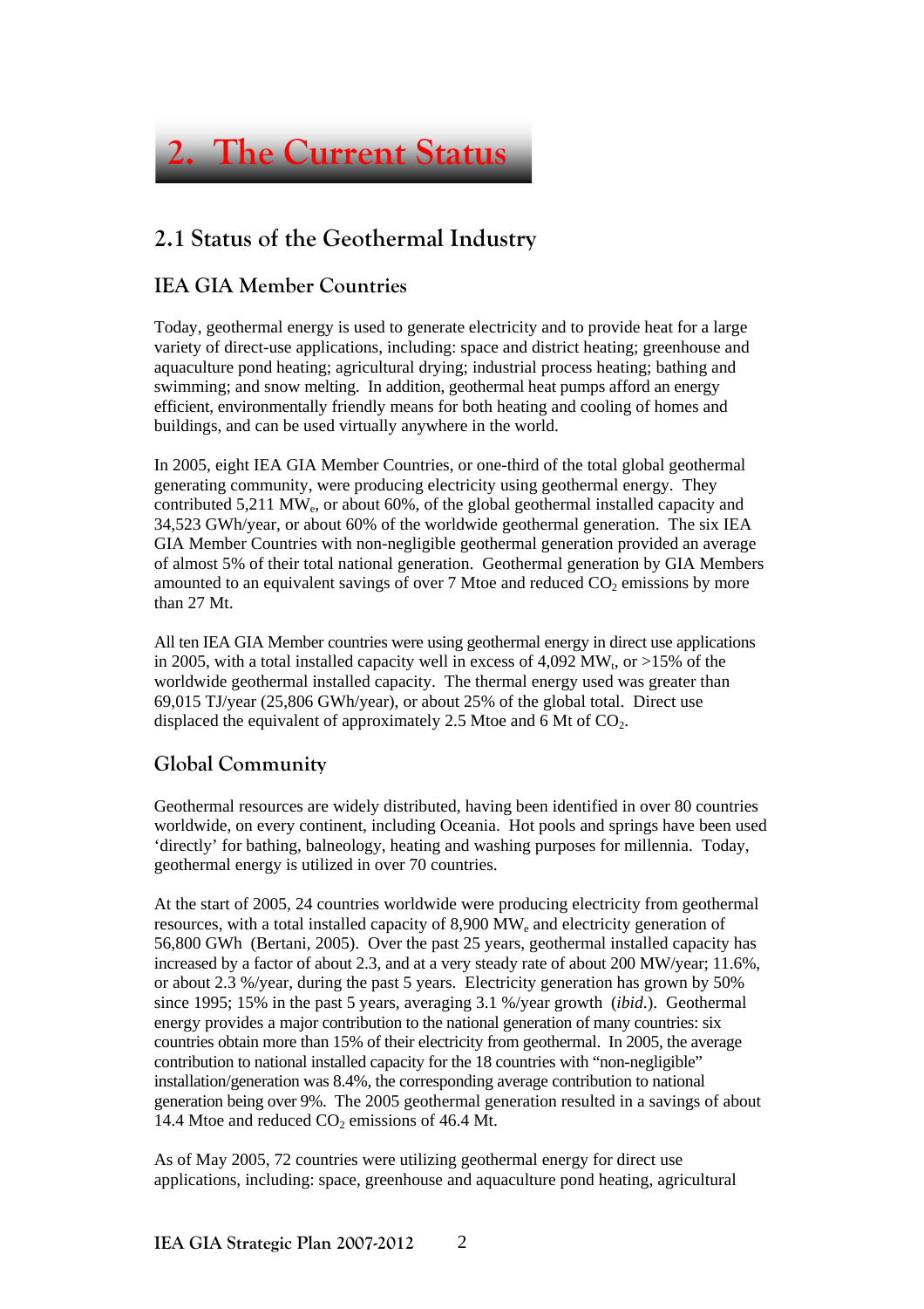# 2. The Current Status

## 2.1 Status of the Geothermal Industry

### IEA GIA Member Countries

Today, geothermal energy is used to generate electricity and to provide heat for a large variety of direct-use applications, including: space and district heating; greenhouse and aquaculture pond heating; agricultural drying; industrial process heating; bathing and swimming; and snow melting. In addition, geothermal heat pumps afford an energy efficient, environmentally friendly means for both heating and cooling of homes and buildings, and can be used virtually anywhere in the world.

In 2005, eight IEA GIA Member Countries, or one-third of the total global geothermal generating community, were producing electricity using geothermal energy. They contributed 5,211 $MW_e$, or about 60%, of the global geothermal installed capacity and 34,523 GWh/year, or about 60% of the worldwide geothermal generation. The six IEA GIA Member Countries with non-negligible geothermal generation provided an average of almost 5% of their total national generation. Geothermal generation by GIA Members amounted to an equivalent savings of over 7 Mtoe and reduced $CO_2$ emissions by more than 27 Mt.

All ten IEA GIA Member countries were using geothermal energy in direct use applications in 2005, with a total installed capacity well in excess of 4,092 $MW_t$, or >15% of the worldwide geothermal installed capacity. The thermal energy used was greater than 69,015 TJ/year (25,806 GWh/year), or about 25% of the global total. Direct use displaced the equivalent of approximately 2.5 Mtoe and 6 Mt of $CO_2$.

### Global Community

Geothermal resources are widely distributed, having been identified in over 80 countries worldwide, on every continent, including Oceania. Hot pools and springs have been used 'directly' for bathing, balneology, heating and washing purposes for millennia. Today, geothermal energy is utilized in over 70 countries.

At the start of 2005, 24 countries worldwide were producing electricity from geothermal resources, with a total installed capacity of 8,900 $MW_e$ and electricity generation of 56,800 GWh (Bertani, 2005). Over the past 25 years, geothermal installed capacity has increased by a factor of about 2.3, and at a very steady rate of about 200 MW/year; 11.6%, or about 2.3 %/year, during the past 5 years. Electricity generation has grown by 50% since 1995; 15% in the past 5 years, averaging 3.1 %/year growth (*ibid.*). Geothermal energy provides a major contribution to the national generation of many countries: six countries obtain more than 15% of their electricity from geothermal. In 2005, the average contribution to national installed capacity for the 18 countries with "non-negligible" installation/generation was 8.4%, the corresponding average contribution to national generation being over 9%. The 2005 geothermal generation resulted in a savings of about 14.4 Mtoe and reduced $CO_2$ emissions of 46.4 Mt.

As of May 2005, 72 countries were utilizing geothermal energy for direct use applications, including: space, greenhouse and aquaculture pond heating, agricultural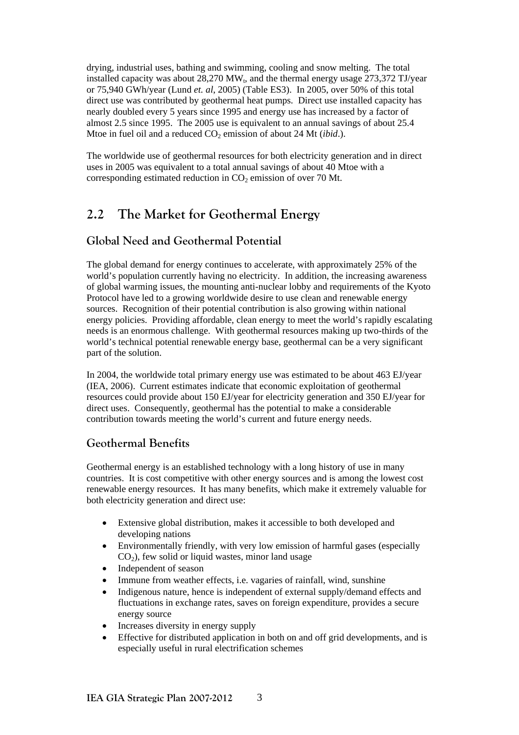drying, industrial uses, bathing and swimming, cooling and snow melting. The total installed capacity was about 28,270 $MW_t$, and the thermal energy usage 273,372 TJ/year or 75,940 GWh/year (Lund *et. al*, 2005) (Table ES3). In 2005, over 50% of this total direct use was contributed by geothermal heat pumps. Direct use installed capacity has nearly doubled every 5 years since 1995 and energy use has increased by a factor of almost 2.5 since 1995. The 2005 use is equivalent to an annual savings of about 25.4 Mtoe in fuel oil and a reduced $CO_2$ emission of about 24 Mt (*ibid*.).

The worldwide use of geothermal resources for both electricity generation and in direct uses in 2005 was equivalent to a total annual savings of about 40 Mtoe with a corresponding estimated reduction in $CO_2$ emission of over 70 Mt.

## 2.2 The Market for Geothermal Energy

### Global Need and Geothermal Potential

The global demand for energy continues to accelerate, with approximately 25% of the world's population currently having no electricity. In addition, the increasing awareness of global warming issues, the mounting anti-nuclear lobby and requirements of the Kyoto Protocol have led to a growing worldwide desire to use clean and renewable energy sources. Recognition of their potential contribution is also growing within national energy policies. Providing affordable, clean energy to meet the world's rapidly escalating needs is an enormous challenge. With geothermal resources making up two-thirds of the world's technical potential renewable energy base, geothermal can be a very significant part of the solution.

In 2004, the worldwide total primary energy use was estimated to be about 463 EJ/year (IEA, 2006). Current estimates indicate that economic exploitation of geothermal resources could provide about 150 EJ/year for electricity generation and 350 EJ/year for direct uses. Consequently, geothermal has the potential to make a considerable contribution towards meeting the world's current and future energy needs.

### Geothermal Benefits

Geothermal energy is an established technology with a long history of use in many countries. It is cost competitive with other energy sources and is among the lowest cost renewable energy resources. It has many benefits, which make it extremely valuable for both electricity generation and direct use:

- Extensive global distribution, makes it accessible to both developed and developing nations
- Environmentally friendly, with very low emission of harmful gases (especially $CO_2$), few solid or liquid wastes, minor land usage
- Independent of season
- Immune from weather effects, i.e. vagaries of rainfall, wind, sunshine
- Indigenous nature, hence is independent of external supply/demand effects and fluctuations in exchange rates, saves on foreign expenditure, provides a secure energy source
- Increases diversity in energy supply
- Effective for distributed application in both on and off grid developments, and is especially useful in rural electrification schemes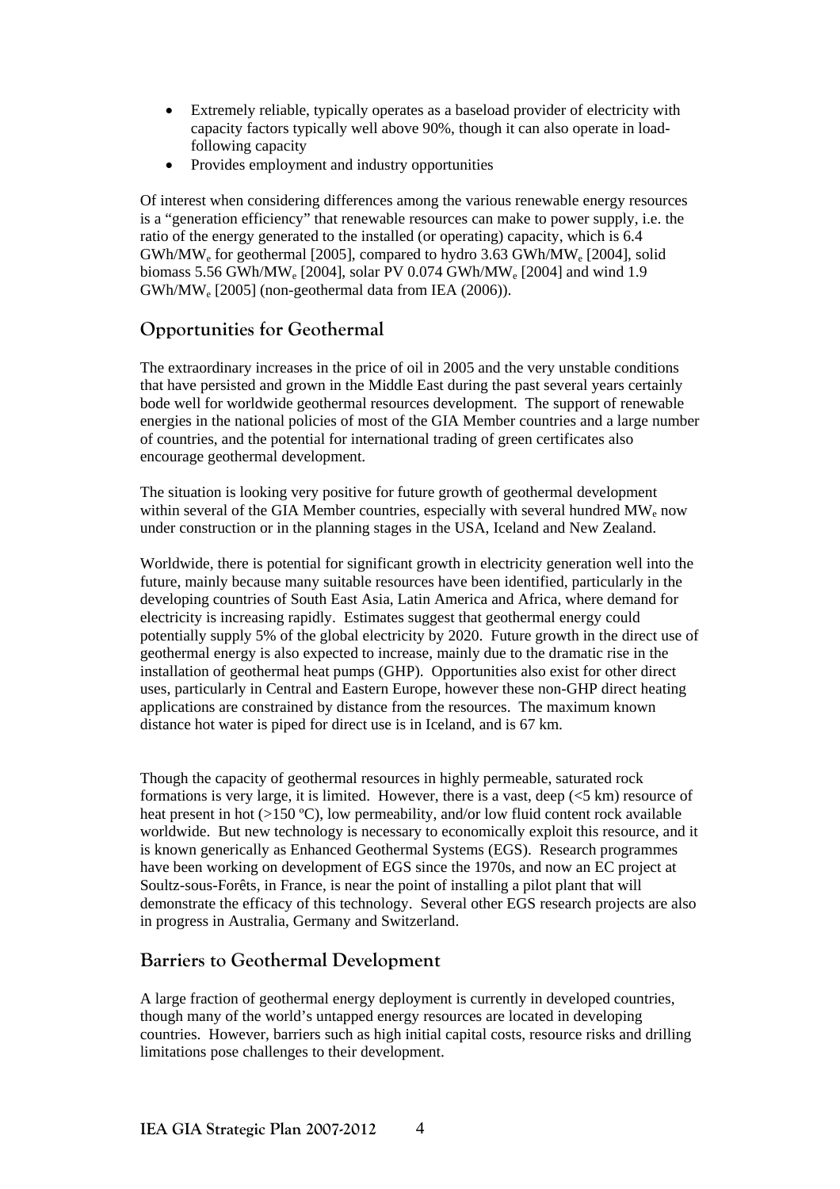- Extremely reliable, typically operates as a baseload provider of electricity with capacity factors typically well above 90%, though it can also operate in load-following capacity
- Provides employment and industry opportunities

Of interest when considering differences among the various renewable energy resources is a "generation efficiency" that renewable resources can make to power supply, i.e. the ratio of the energy generated to the installed (or operating) capacity, which is 6.4 $GWh/MW_e$ for geothermal [2005], compared to hydro 3.63 $GWh/MW_e$ [2004], solid biomass 5.56 $GWh/MW_e$ [2004], solar PV 0.074 $GWh/MW_e$ [2004] and wind 1.9 $GWh/MW_e$ [2005] (non-geothermal data from IEA (2006)).

## Opportunities for Geothermal

The extraordinary increases in the price of oil in 2005 and the very unstable conditions that have persisted and grown in the Middle East during the past several years certainly bode well for worldwide geothermal resources development. The support of renewable energies in the national policies of most of the GIA Member countries and a large number of countries, and the potential for international trading of green certificates also encourage geothermal development.

The situation is looking very positive for future growth of geothermal development within several of the GIA Member countries, especially with several hundred $MW_e$ now under construction or in the planning stages in the USA, Iceland and New Zealand.

Worldwide, there is potential for significant growth in electricity generation well into the future, mainly because many suitable resources have been identified, particularly in the developing countries of South East Asia, Latin America and Africa, where demand for electricity is increasing rapidly. Estimates suggest that geothermal energy could potentially supply 5% of the global electricity by 2020. Future growth in the direct use of geothermal energy is also expected to increase, mainly due to the dramatic rise in the installation of geothermal heat pumps (GHP). Opportunities also exist for other direct uses, particularly in Central and Eastern Europe, however these non-GHP direct heating applications are constrained by distance from the resources. The maximum known distance hot water is piped for direct use is in Iceland, and is 67 km.

Though the capacity of geothermal resources in highly permeable, saturated rock formations is very large, it is limited. However, there is a vast, deep (<5 km) resource of heat present in hot (>150 ºC), low permeability, and/or low fluid content rock available worldwide. But new technology is necessary to economically exploit this resource, and it is known generically as Enhanced Geothermal Systems (EGS). Research programmes have been working on development of EGS since the 1970s, and now an EC project at Soultz-sous-Forêts, in France, is near the point of installing a pilot plant that will demonstrate the efficacy of this technology. Several other EGS research projects are also in progress in Australia, Germany and Switzerland.

## Barriers to Geothermal Development

A large fraction of geothermal energy deployment is currently in developed countries, though many of the world's untapped energy resources are located in developing countries. However, barriers such as high initial capital costs, resource risks and drilling limitations pose challenges to their development.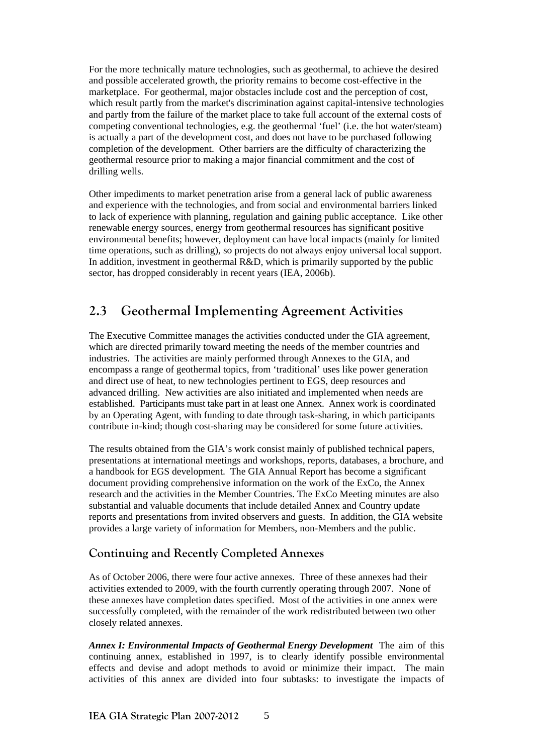For the more technically mature technologies, such as geothermal, to achieve the desired and possible accelerated growth, the priority remains to become cost-effective in the marketplace. For geothermal, major obstacles include cost and the perception of cost, which result partly from the market's discrimination against capital-intensive technologies and partly from the failure of the market place to take full account of the external costs of competing conventional technologies, e.g. the geothermal 'fuel' (i.e. the hot water/steam) is actually a part of the development cost, and does not have to be purchased following completion of the development. Other barriers are the difficulty of characterizing the geothermal resource prior to making a major financial commitment and the cost of drilling wells.

Other impediments to market penetration arise from a general lack of public awareness and experience with the technologies, and from social and environmental barriers linked to lack of experience with planning, regulation and gaining public acceptance. Like other renewable energy sources, energy from geothermal resources has significant positive environmental benefits; however, deployment can have local impacts (mainly for limited time operations, such as drilling), so projects do not always enjoy universal local support. In addition, investment in geothermal R&D, which is primarily supported by the public sector, has dropped considerably in recent years (IEA, 2006b).

## 2.3 Geothermal Implementing Agreement Activities

The Executive Committee manages the activities conducted under the GIA agreement, which are directed primarily toward meeting the needs of the member countries and industries. The activities are mainly performed through Annexes to the GIA, and encompass a range of geothermal topics, from 'traditional' uses like power generation and direct use of heat, to new technologies pertinent to EGS, deep resources and advanced drilling. New activities are also initiated and implemented when needs are established. Participants must take part in at least one Annex. Annex work is coordinated by an Operating Agent, with funding to date through task-sharing, in which participants contribute in-kind; though cost-sharing may be considered for some future activities.

The results obtained from the GIA's work consist mainly of published technical papers, presentations at international meetings and workshops, reports, databases, a brochure, and a handbook for EGS development. The GIA Annual Report has become a significant document providing comprehensive information on the work of the ExCo, the Annex research and the activities in the Member Countries. The ExCo Meeting minutes are also substantial and valuable documents that include detailed Annex and Country update reports and presentations from invited observers and guests. In addition, the GIA website provides a large variety of information for Members, non-Members and the public.

### Continuing and Recently Completed Annexes

As of October 2006, there were four active annexes. Three of these annexes had their activities extended to 2009, with the fourth currently operating through 2007. None of these annexes have completion dates specified. Most of the activities in one annex were successfully completed, with the remainder of the work redistributed between two other closely related annexes.

***Annex I: Environmental Impacts of Geothermal Energy Development*** The aim of this continuing annex, established in 1997, is to clearly identify possible environmental effects and devise and adopt methods to avoid or minimize their impact. The main activities of this annex are divided into four subtasks: to investigate the impacts of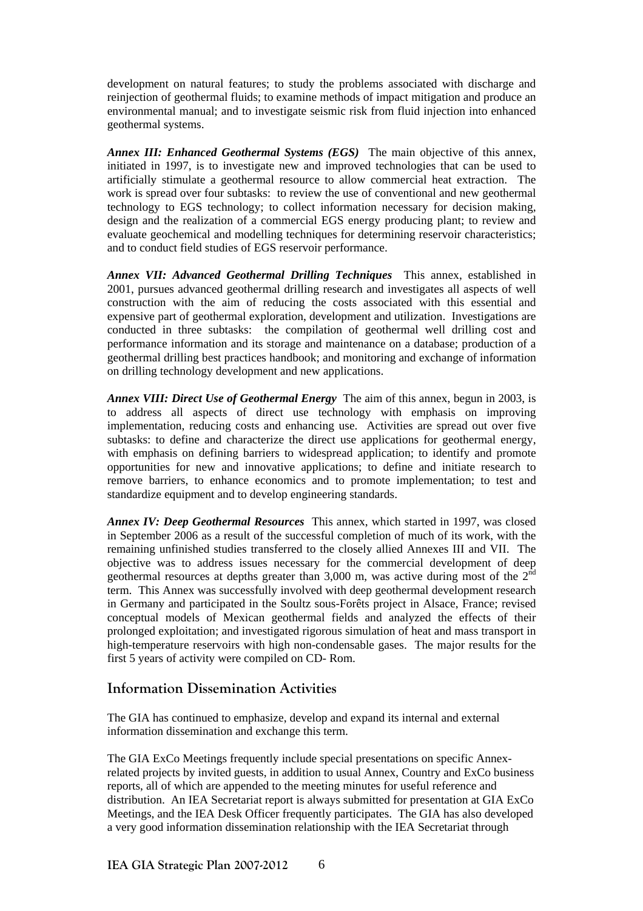development on natural features; to study the problems associated with discharge and reinjection of geothermal fluids; to examine methods of impact mitigation and produce an environmental manual; and to investigate seismic risk from fluid injection into enhanced geothermal systems.

***Annex III: Enhanced Geothermal Systems (EGS)*** The main objective of this annex, initiated in 1997, is to investigate new and improved technologies that can be used to artificially stimulate a geothermal resource to allow commercial heat extraction. The work is spread over four subtasks: to review the use of conventional and new geothermal technology to EGS technology; to collect information necessary for decision making, design and the realization of a commercial EGS energy producing plant; to review and evaluate geochemical and modelling techniques for determining reservoir characteristics; and to conduct field studies of EGS reservoir performance.

***Annex VII: Advanced Geothermal Drilling Techniques*** This annex, established in 2001, pursues advanced geothermal drilling research and investigates all aspects of well construction with the aim of reducing the costs associated with this essential and expensive part of geothermal exploration, development and utilization. Investigations are conducted in three subtasks: the compilation of geothermal well drilling cost and performance information and its storage and maintenance on a database; production of a geothermal drilling best practices handbook; and monitoring and exchange of information on drilling technology development and new applications.

***Annex VIII: Direct Use of Geothermal Energy*** The aim of this annex, begun in 2003, is to address all aspects of direct use technology with emphasis on improving implementation, reducing costs and enhancing use. Activities are spread out over five subtasks: to define and characterize the direct use applications for geothermal energy, with emphasis on defining barriers to widespread application; to identify and promote opportunities for new and innovative applications; to define and initiate research to remove barriers, to enhance economics and to promote implementation; to test and standardize equipment and to develop engineering standards.

***Annex IV: Deep Geothermal Resources*** This annex, which started in 1997, was closed in September 2006 as a result of the successful completion of much of its work, with the remaining unfinished studies transferred to the closely allied Annexes III and VII. The objective was to address issues necessary for the commercial development of deep geothermal resources at depths greater than 3,000 m, was active during most of the 2nd term. This Annex was successfully involved with deep geothermal development research in Germany and participated in the Soultz sous-Forêts project in Alsace, France; revised conceptual models of Mexican geothermal fields and analyzed the effects of their prolonged exploitation; and investigated rigorous simulation of heat and mass transport in high-temperature reservoirs with high non-condensable gases. The major results for the first 5 years of activity were compiled on CD- Rom.

## Information Dissemination Activities

The GIA has continued to emphasize, develop and expand its internal and external information dissemination and exchange this term.

The GIA ExCo Meetings frequently include special presentations on specific Annex-related projects by invited guests, in addition to usual Annex, Country and ExCo business reports, all of which are appended to the meeting minutes for useful reference and distribution. An IEA Secretariat report is always submitted for presentation at GIA ExCo Meetings, and the IEA Desk Officer frequently participates. The GIA has also developed a very good information dissemination relationship with the IEA Secretariat through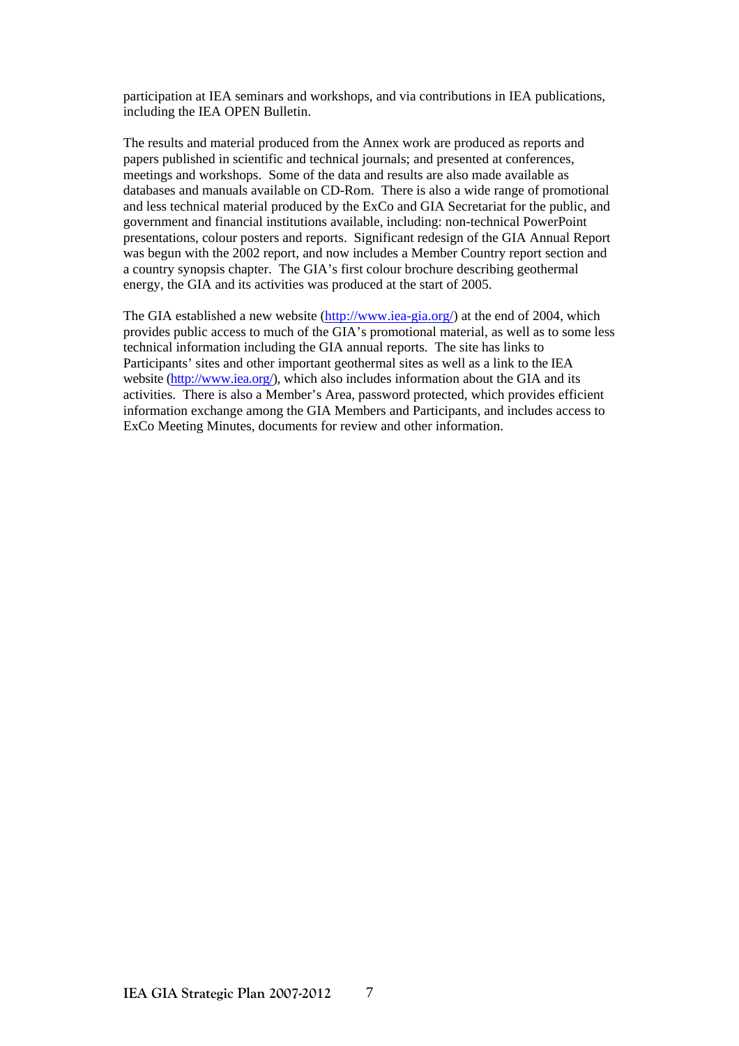participation at IEA seminars and workshops, and via contributions in IEA publications, including the IEA OPEN Bulletin.

The results and material produced from the Annex work are produced as reports and papers published in scientific and technical journals; and presented at conferences, meetings and workshops. Some of the data and results are also made available as databases and manuals available on CD-Rom. There is also a wide range of promotional and less technical material produced by the ExCo and GIA Secretariat for the public, and government and financial institutions available, including: non-technical PowerPoint presentations, colour posters and reports. Significant redesign of the GIA Annual Report was begun with the 2002 report, and now includes a Member Country report section and a country synopsis chapter. The GIA's first colour brochure describing geothermal energy, the GIA and its activities was produced at the start of 2005.

The GIA established a new website (http://www.iea-gia.org/) at the end of 2004, which provides public access to much of the GIA's promotional material, as well as to some less technical information including the GIA annual reports. The site has links to Participants' sites and other important geothermal sites as well as a link to the IEA website (http://www.iea.org/), which also includes information about the GIA and its activities. There is also a Member's Area, password protected, which provides efficient information exchange among the GIA Members and Participants, and includes access to ExCo Meeting Minutes, documents for review and other information.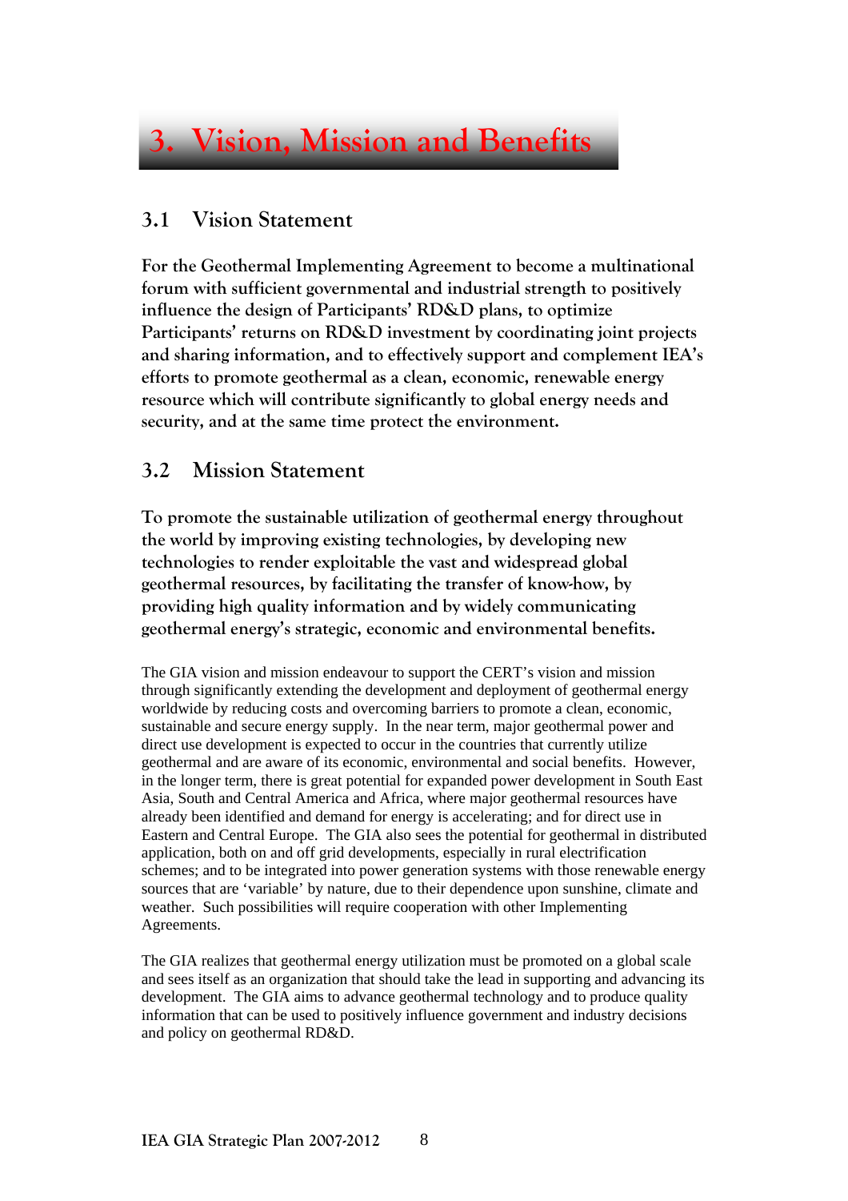# 3. Vision, Mission and Benefits

## 3.1 Vision Statement

**For the Geothermal Implementing Agreement to become a multinational forum with sufficient governmental and industrial strength to positively influence the design of Participants' RD&D plans, to optimize Participants' returns on RD&D investment by coordinating joint projects and sharing information, and to effectively support and complement IEA's efforts to promote geothermal as a clean, economic, renewable energy resource which will contribute significantly to global energy needs and security, and at the same time protect the environment.**

## 3.2 Mission Statement

**To promote the sustainable utilization of geothermal energy throughout the world by improving existing technologies, by developing new technologies to render exploitable the vast and widespread global geothermal resources, by facilitating the transfer of know-how, by providing high quality information and by widely communicating geothermal energy's strategic, economic and environmental benefits.**

The GIA vision and mission endeavour to support the CERT's vision and mission through significantly extending the development and deployment of geothermal energy worldwide by reducing costs and overcoming barriers to promote a clean, economic, sustainable and secure energy supply. In the near term, major geothermal power and direct use development is expected to occur in the countries that currently utilize geothermal and are aware of its economic, environmental and social benefits. However, in the longer term, there is great potential for expanded power development in South East Asia, South and Central America and Africa, where major geothermal resources have already been identified and demand for energy is accelerating; and for direct use in Eastern and Central Europe. The GIA also sees the potential for geothermal in distributed application, both on and off grid developments, especially in rural electrification schemes; and to be integrated into power generation systems with those renewable energy sources that are 'variable' by nature, due to their dependence upon sunshine, climate and weather. Such possibilities will require cooperation with other Implementing Agreements.

The GIA realizes that geothermal energy utilization must be promoted on a global scale and sees itself as an organization that should take the lead in supporting and advancing its development. The GIA aims to advance geothermal technology and to produce quality information that can be used to positively influence government and industry decisions and policy on geothermal RD&D.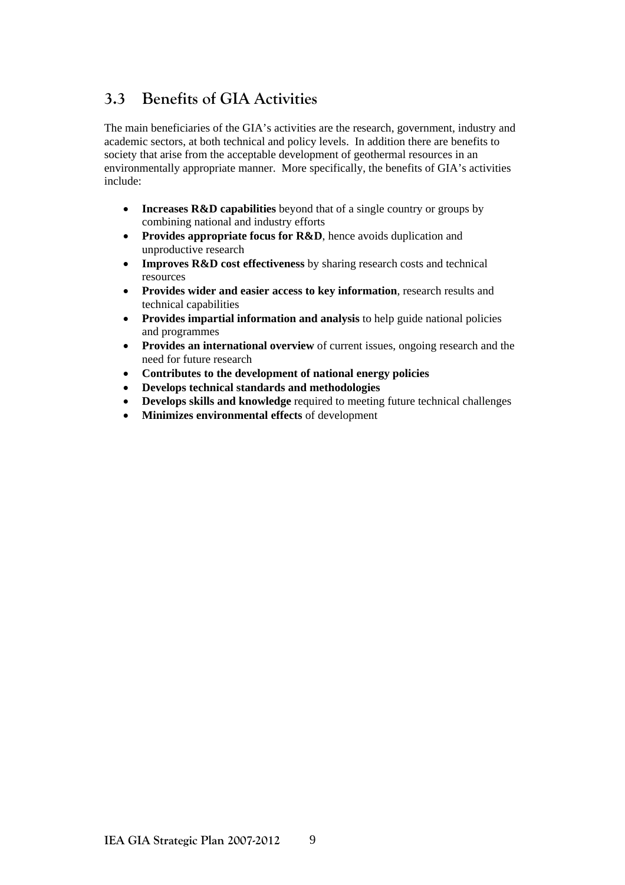## 3.3 Benefits of GIA Activities

The main beneficiaries of the GIA's activities are the research, government, industry and academic sectors, at both technical and policy levels. In addition there are benefits to society that arise from the acceptable development of geothermal resources in an environmentally appropriate manner. More specifically, the benefits of GIA's activities include:

- **Increases R&D capabilities** beyond that of a single country or groups by combining national and industry efforts
- **Provides appropriate focus for R&D**, hence avoids duplication and unproductive research
- **Improves R&D cost effectiveness** by sharing research costs and technical resources
- **Provides wider and easier access to key information**, research results and technical capabilities
- **Provides impartial information and analysis** to help guide national policies and programmes
- **Provides an international overview** of current issues, ongoing research and the need for future research
- **Contributes to the development of national energy policies**
- **Develops technical standards and methodologies**
- **Develops skills and knowledge** required to meeting future technical challenges
- **Minimizes environmental effects** of development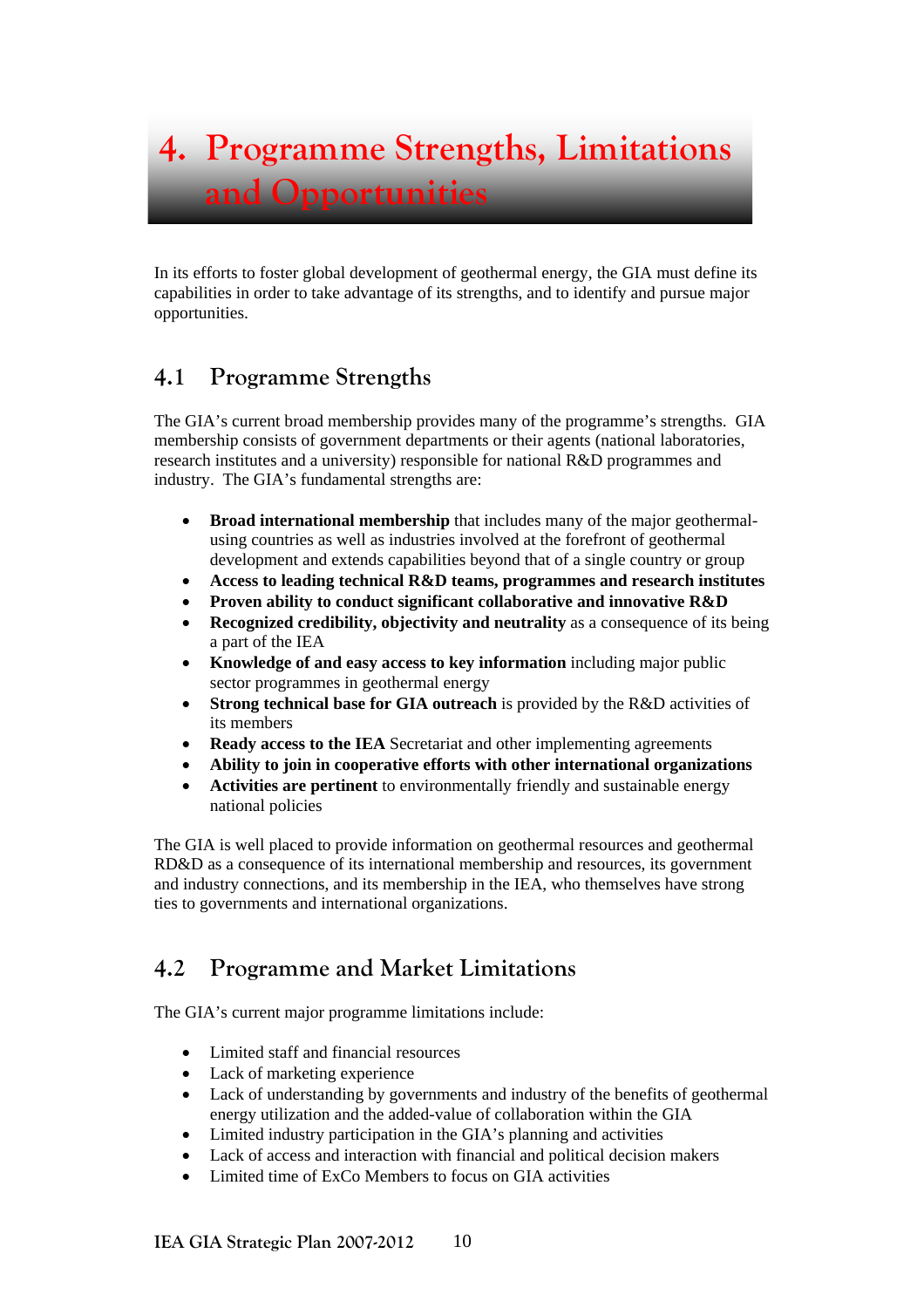# 4. Programme Strengths, Limitations and Opportunities

In its efforts to foster global development of geothermal energy, the GIA must define its capabilities in order to take advantage of its strengths, and to identify and pursue major opportunities.

## 4.1 Programme Strengths

The GIA's current broad membership provides many of the programme's strengths. GIA membership consists of government departments or their agents (national laboratories, research institutes and a university) responsible for national R&D programmes and industry. The GIA's fundamental strengths are:

- **Broad international membership** that includes many of the major geothermal-using countries as well as industries involved at the forefront of geothermal development and extends capabilities beyond that of a single country or group
- **Access to leading technical R&D teams, programmes and research institutes**
- **Proven ability to conduct significant collaborative and innovative R&D**
- **Recognized credibility, objectivity and neutrality** as a consequence of its being a part of the IEA
- **Knowledge of and easy access to key information** including major public sector programmes in geothermal energy
- **Strong technical base for GIA outreach** is provided by the R&D activities of its members
- **Ready access to the IEA** Secretariat and other implementing agreements
- **Ability to join in cooperative efforts with other international organizations**
- **Activities are pertinent** to environmentally friendly and sustainable energy national policies

The GIA is well placed to provide information on geothermal resources and geothermal RD&D as a consequence of its international membership and resources, its government and industry connections, and its membership in the IEA, who themselves have strong ties to governments and international organizations.

## 4.2 Programme and Market Limitations

The GIA's current major programme limitations include:

- Limited staff and financial resources
- Lack of marketing experience
- Lack of understanding by governments and industry of the benefits of geothermal energy utilization and the added-value of collaboration within the GIA
- Limited industry participation in the GIA's planning and activities
- Lack of access and interaction with financial and political decision makers
- Limited time of ExCo Members to focus on GIA activities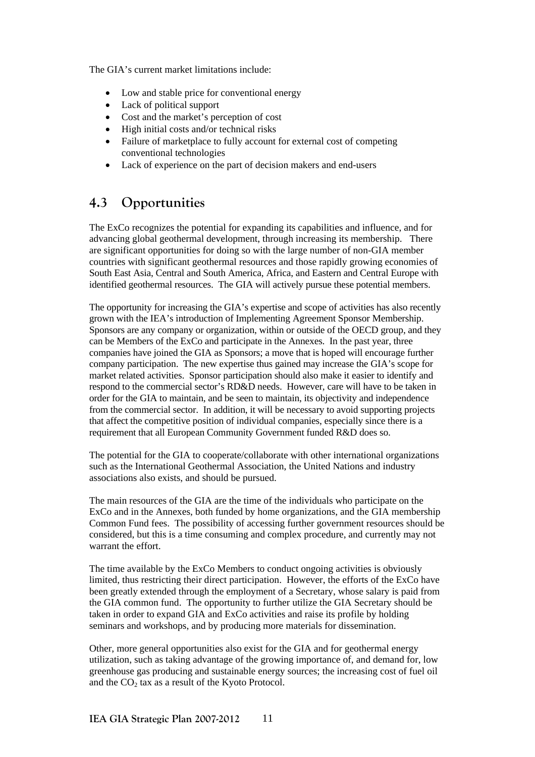The GIA's current market limitations include:

- Low and stable price for conventional energy
- Lack of political support
- Cost and the market's perception of cost
- High initial costs and/or technical risks
- Failure of marketplace to fully account for external cost of competing conventional technologies
- Lack of experience on the part of decision makers and end-users

## 4.3 Opportunities

The ExCo recognizes the potential for expanding its capabilities and influence, and for advancing global geothermal development, through increasing its membership. There are significant opportunities for doing so with the large number of non-GIA member countries with significant geothermal resources and those rapidly growing economies of South East Asia, Central and South America, Africa, and Eastern and Central Europe with identified geothermal resources. The GIA will actively pursue these potential members.

The opportunity for increasing the GIA's expertise and scope of activities has also recently grown with the IEA's introduction of Implementing Agreement Sponsor Membership. Sponsors are any company or organization, within or outside of the OECD group, and they can be Members of the ExCo and participate in the Annexes. In the past year, three companies have joined the GIA as Sponsors; a move that is hoped will encourage further company participation. The new expertise thus gained may increase the GIA's scope for market related activities. Sponsor participation should also make it easier to identify and respond to the commercial sector's RD&D needs. However, care will have to be taken in order for the GIA to maintain, and be seen to maintain, its objectivity and independence from the commercial sector. In addition, it will be necessary to avoid supporting projects that affect the competitive position of individual companies, especially since there is a requirement that all European Community Government funded R&D does so.

The potential for the GIA to cooperate/collaborate with other international organizations such as the International Geothermal Association, the United Nations and industry associations also exists, and should be pursued.

The main resources of the GIA are the time of the individuals who participate on the ExCo and in the Annexes, both funded by home organizations, and the GIA membership Common Fund fees. The possibility of accessing further government resources should be considered, but this is a time consuming and complex procedure, and currently may not warrant the effort.

The time available by the ExCo Members to conduct ongoing activities is obviously limited, thus restricting their direct participation. However, the efforts of the ExCo have been greatly extended through the employment of a Secretary, whose salary is paid from the GIA common fund. The opportunity to further utilize the GIA Secretary should be taken in order to expand GIA and ExCo activities and raise its profile by holding seminars and workshops, and by producing more materials for dissemination.

Other, more general opportunities also exist for the GIA and for geothermal energy utilization, such as taking advantage of the growing importance of, and demand for, low greenhouse gas producing and sustainable energy sources; the increasing cost of fuel oil and the $CO_2$ tax as a result of the Kyoto Protocol.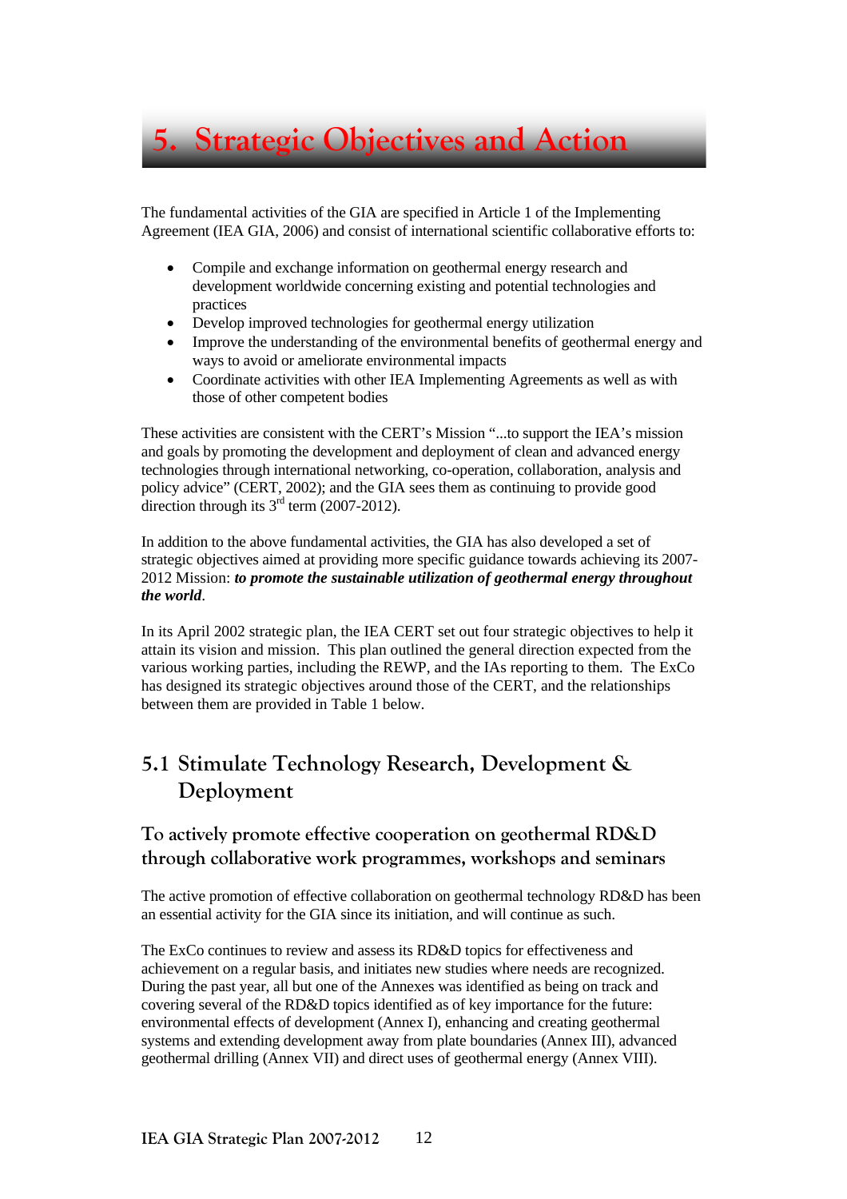# 5. Strategic Objectives and Action

The fundamental activities of the GIA are specified in Article 1 of the Implementing Agreement (IEA GIA, 2006) and consist of international scientific collaborative efforts to:

- Compile and exchange information on geothermal energy research and development worldwide concerning existing and potential technologies and practices
- Develop improved technologies for geothermal energy utilization
- Improve the understanding of the environmental benefits of geothermal energy and ways to avoid or ameliorate environmental impacts
- Coordinate activities with other IEA Implementing Agreements as well as with those of other competent bodies

These activities are consistent with the CERT's Mission "...to support the IEA's mission and goals by promoting the development and deployment of clean and advanced energy technologies through international networking, co-operation, collaboration, analysis and policy advice" (CERT, 2002); and the GIA sees them as continuing to provide good direction through its 3rd term (2007-2012).

In addition to the above fundamental activities, the GIA has also developed a set of strategic objectives aimed at providing more specific guidance towards achieving its 2007-2012 Mission: ***to promote the sustainable utilization of geothermal energy throughout the world***.

In its April 2002 strategic plan, the IEA CERT set out four strategic objectives to help it attain its vision and mission. This plan outlined the general direction expected from the various working parties, including the REWP, and the IAs reporting to them. The ExCo has designed its strategic objectives around those of the CERT, and the relationships between them are provided in Table 1 below.

## 5.1 Stimulate Technology Research, Development & Deployment

### To actively promote effective cooperation on geothermal RD&D through collaborative work programmes, workshops and seminars

The active promotion of effective collaboration on geothermal technology RD&D has been an essential activity for the GIA since its initiation, and will continue as such.

The ExCo continues to review and assess its RD&D topics for effectiveness and achievement on a regular basis, and initiates new studies where needs are recognized. During the past year, all but one of the Annexes was identified as being on track and covering several of the RD&D topics identified as of key importance for the future: environmental effects of development (Annex I), enhancing and creating geothermal systems and extending development away from plate boundaries (Annex III), advanced geothermal drilling (Annex VII) and direct uses of geothermal energy (Annex VIII).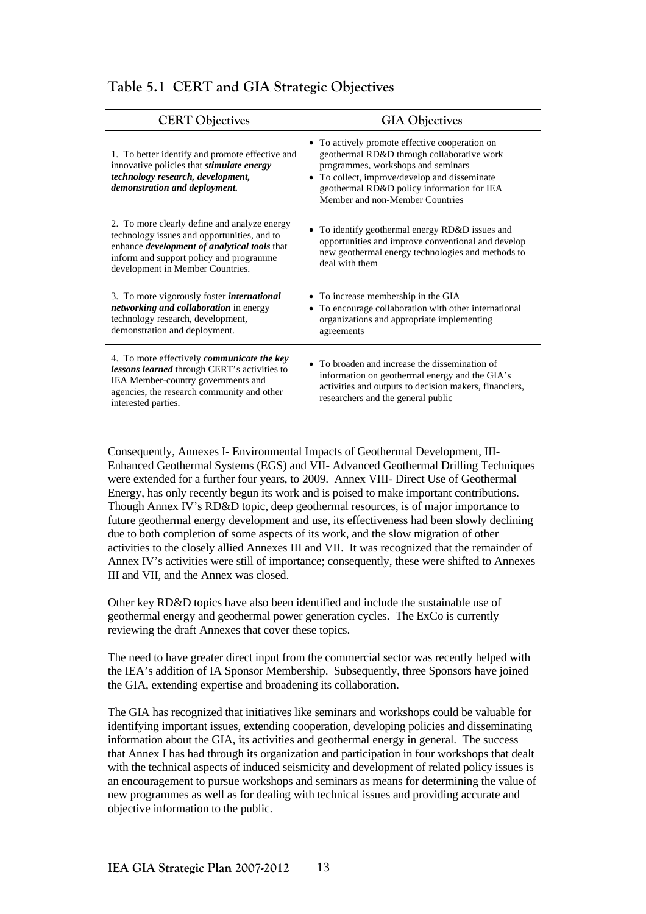## Table 5.1 CERT and GIA Strategic Objectives

| CERT Objectives | GIA Objectives |
|---|---|
| 1. To better identify and promote effective and innovative policies that ***stimulate energy technology research, development, demonstration and deployment.*** | • To actively promote effective cooperation on geothermal RD&D through collaborative work programmes, workshops and seminars<br>• To collect, improve/develop and disseminate geothermal RD&D policy information for IEA Member and non-Member Countries |
| 2. To more clearly define and analyze energy technology issues and opportunities, and to enhance ***development of analytical tools*** that inform and support policy and programme development in Member Countries. | • To identify geothermal energy RD&D issues and opportunities and improve conventional and develop new geothermal energy technologies and methods to deal with them |
| 3. To more vigorously foster ***international networking and collaboration*** in energy technology research, development, demonstration and deployment. | • To increase membership in the GIA<br>• To encourage collaboration with other international organizations and appropriate implementing agreements |
| 4. To more effectively ***communicate the key lessons learned*** through CERT's activities to IEA Member-country governments and agencies, the research community and other interested parties. | • To broaden and increase the dissemination of information on geothermal energy and the GIA's activities and outputs to decision makers, financiers, researchers and the general public |

Consequently, Annexes I- Environmental Impacts of Geothermal Development, III- Enhanced Geothermal Systems (EGS) and VII- Advanced Geothermal Drilling Techniques were extended for a further four years, to 2009. Annex VIII- Direct Use of Geothermal Energy, has only recently begun its work and is poised to make important contributions. Though Annex IV's RD&D topic, deep geothermal resources, is of major importance to future geothermal energy development and use, its effectiveness had been slowly declining due to both completion of some aspects of its work, and the slow migration of other activities to the closely allied Annexes III and VII. It was recognized that the remainder of Annex IV's activities were still of importance; consequently, these were shifted to Annexes III and VII, and the Annex was closed.

Other key RD&D topics have also been identified and include the sustainable use of geothermal energy and geothermal power generation cycles. The ExCo is currently reviewing the draft Annexes that cover these topics.

The need to have greater direct input from the commercial sector was recently helped with the IEA's addition of IA Sponsor Membership. Subsequently, three Sponsors have joined the GIA, extending expertise and broadening its collaboration.

The GIA has recognized that initiatives like seminars and workshops could be valuable for identifying important issues, extending cooperation, developing policies and disseminating information about the GIA, its activities and geothermal energy in general. The success that Annex I has had through its organization and participation in four workshops that dealt with the technical aspects of induced seismicity and development of related policy issues is an encouragement to pursue workshops and seminars as means for determining the value of new programmes as well as for dealing with technical issues and providing accurate and objective information to the public.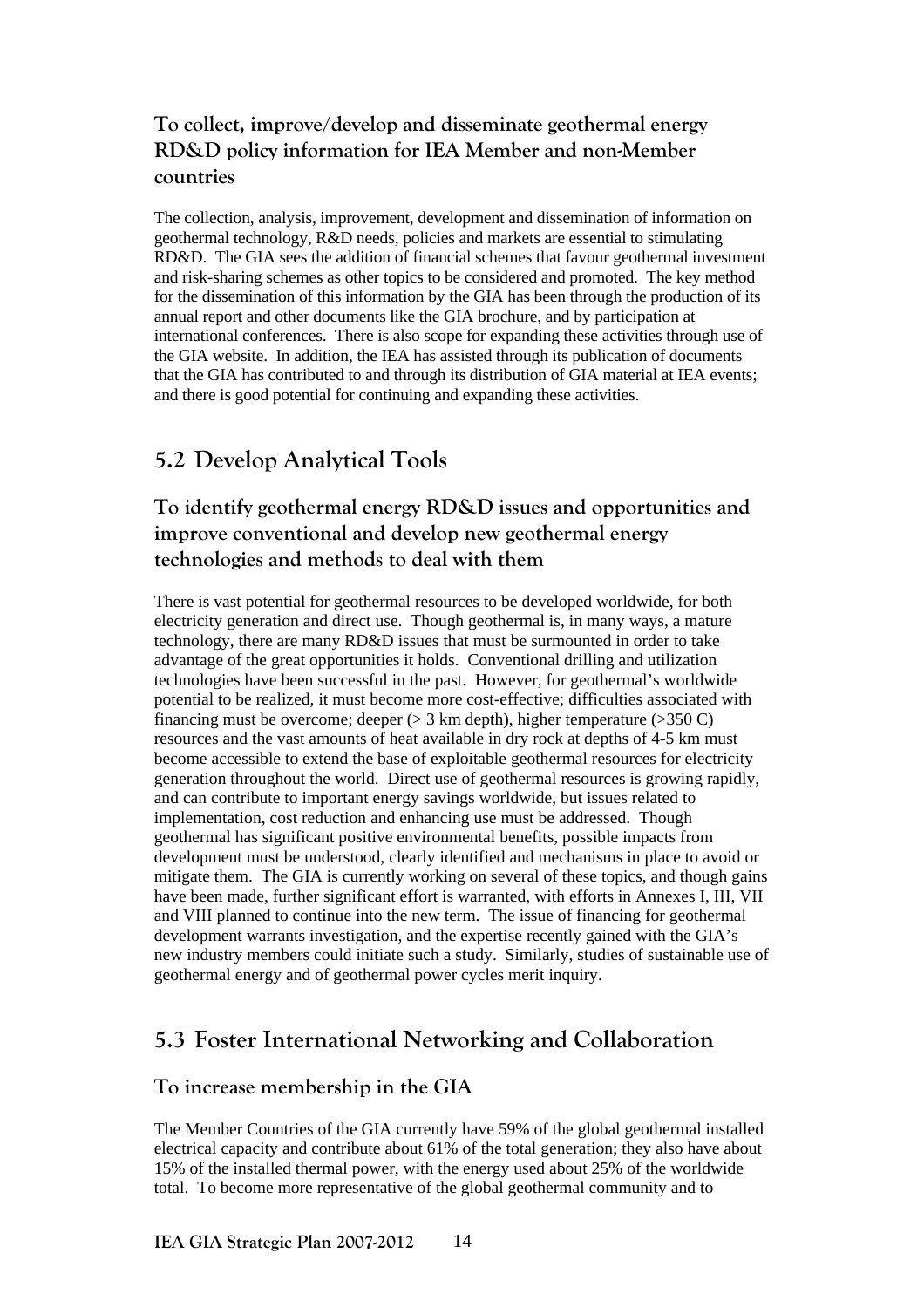### To collect, improve/develop and disseminate geothermal energy RD&D policy information for IEA Member and non-Member countries

The collection, analysis, improvement, development and dissemination of information on geothermal technology, R&D needs, policies and markets are essential to stimulating RD&D. The GIA sees the addition of financial schemes that favour geothermal investment and risk-sharing schemes as other topics to be considered and promoted. The key method for the dissemination of this information by the GIA has been through the production of its annual report and other documents like the GIA brochure, and by participation at international conferences. There is also scope for expanding these activities through use of the GIA website. In addition, the IEA has assisted through its publication of documents that the GIA has contributed to and through its distribution of GIA material at IEA events; and there is good potential for continuing and expanding these activities.

## 5.2 Develop Analytical Tools

### To identify geothermal energy RD&D issues and opportunities and improve conventional and develop new geothermal energy technologies and methods to deal with them

There is vast potential for geothermal resources to be developed worldwide, for both electricity generation and direct use. Though geothermal is, in many ways, a mature technology, there are many RD&D issues that must be surmounted in order to take advantage of the great opportunities it holds. Conventional drilling and utilization technologies have been successful in the past. However, for geothermal's worldwide potential to be realized, it must become more cost-effective; difficulties associated with financing must be overcome; deeper (> 3 km depth), higher temperature (>350 C) resources and the vast amounts of heat available in dry rock at depths of 4-5 km must become accessible to extend the base of exploitable geothermal resources for electricity generation throughout the world. Direct use of geothermal resources is growing rapidly, and can contribute to important energy savings worldwide, but issues related to implementation, cost reduction and enhancing use must be addressed. Though geothermal has significant positive environmental benefits, possible impacts from development must be understood, clearly identified and mechanisms in place to avoid or mitigate them. The GIA is currently working on several of these topics, and though gains have been made, further significant effort is warranted, with efforts in Annexes I, III, VII and VIII planned to continue into the new term. The issue of financing for geothermal development warrants investigation, and the expertise recently gained with the GIA's new industry members could initiate such a study. Similarly, studies of sustainable use of geothermal energy and of geothermal power cycles merit inquiry.

## 5.3 Foster International Networking and Collaboration

### To increase membership in the GIA

The Member Countries of the GIA currently have 59% of the global geothermal installed electrical capacity and contribute about 61% of the total generation; they also have about 15% of the installed thermal power, with the energy used about 25% of the worldwide total. To become more representative of the global geothermal community and to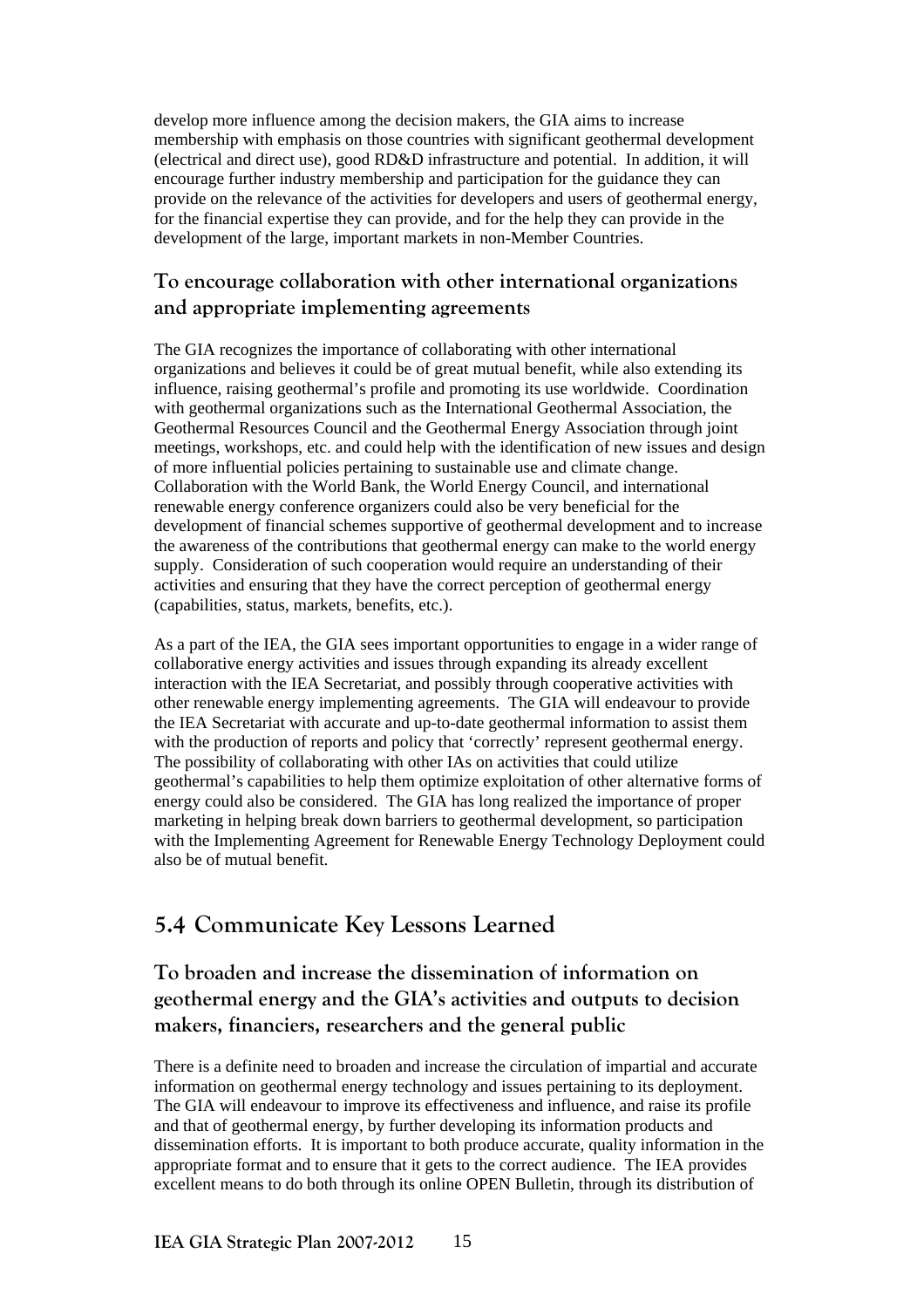develop more influence among the decision makers, the GIA aims to increase membership with emphasis on those countries with significant geothermal development (electrical and direct use), good RD&D infrastructure and potential. In addition, it will encourage further industry membership and participation for the guidance they can provide on the relevance of the activities for developers and users of geothermal energy, for the financial expertise they can provide, and for the help they can provide in the development of the large, important markets in non-Member Countries.

### To encourage collaboration with other international organizations and appropriate implementing agreements

The GIA recognizes the importance of collaborating with other international organizations and believes it could be of great mutual benefit, while also extending its influence, raising geothermal's profile and promoting its use worldwide. Coordination with geothermal organizations such as the International Geothermal Association, the Geothermal Resources Council and the Geothermal Energy Association through joint meetings, workshops, etc. and could help with the identification of new issues and design of more influential policies pertaining to sustainable use and climate change. Collaboration with the World Bank, the World Energy Council, and international renewable energy conference organizers could also be very beneficial for the development of financial schemes supportive of geothermal development and to increase the awareness of the contributions that geothermal energy can make to the world energy supply. Consideration of such cooperation would require an understanding of their activities and ensuring that they have the correct perception of geothermal energy (capabilities, status, markets, benefits, etc.).

As a part of the IEA, the GIA sees important opportunities to engage in a wider range of collaborative energy activities and issues through expanding its already excellent interaction with the IEA Secretariat, and possibly through cooperative activities with other renewable energy implementing agreements. The GIA will endeavour to provide the IEA Secretariat with accurate and up-to-date geothermal information to assist them with the production of reports and policy that 'correctly' represent geothermal energy. The possibility of collaborating with other IAs on activities that could utilize geothermal's capabilities to help them optimize exploitation of other alternative forms of energy could also be considered. The GIA has long realized the importance of proper marketing in helping break down barriers to geothermal development, so participation with the Implementing Agreement for Renewable Energy Technology Deployment could also be of mutual benefit.

## 5.4 Communicate Key Lessons Learned

### To broaden and increase the dissemination of information on geothermal energy and the GIA's activities and outputs to decision makers, financiers, researchers and the general public

There is a definite need to broaden and increase the circulation of impartial and accurate information on geothermal energy technology and issues pertaining to its deployment. The GIA will endeavour to improve its effectiveness and influence, and raise its profile and that of geothermal energy, by further developing its information products and dissemination efforts. It is important to both produce accurate, quality information in the appropriate format and to ensure that it gets to the correct audience. The IEA provides excellent means to do both through its online OPEN Bulletin, through its distribution of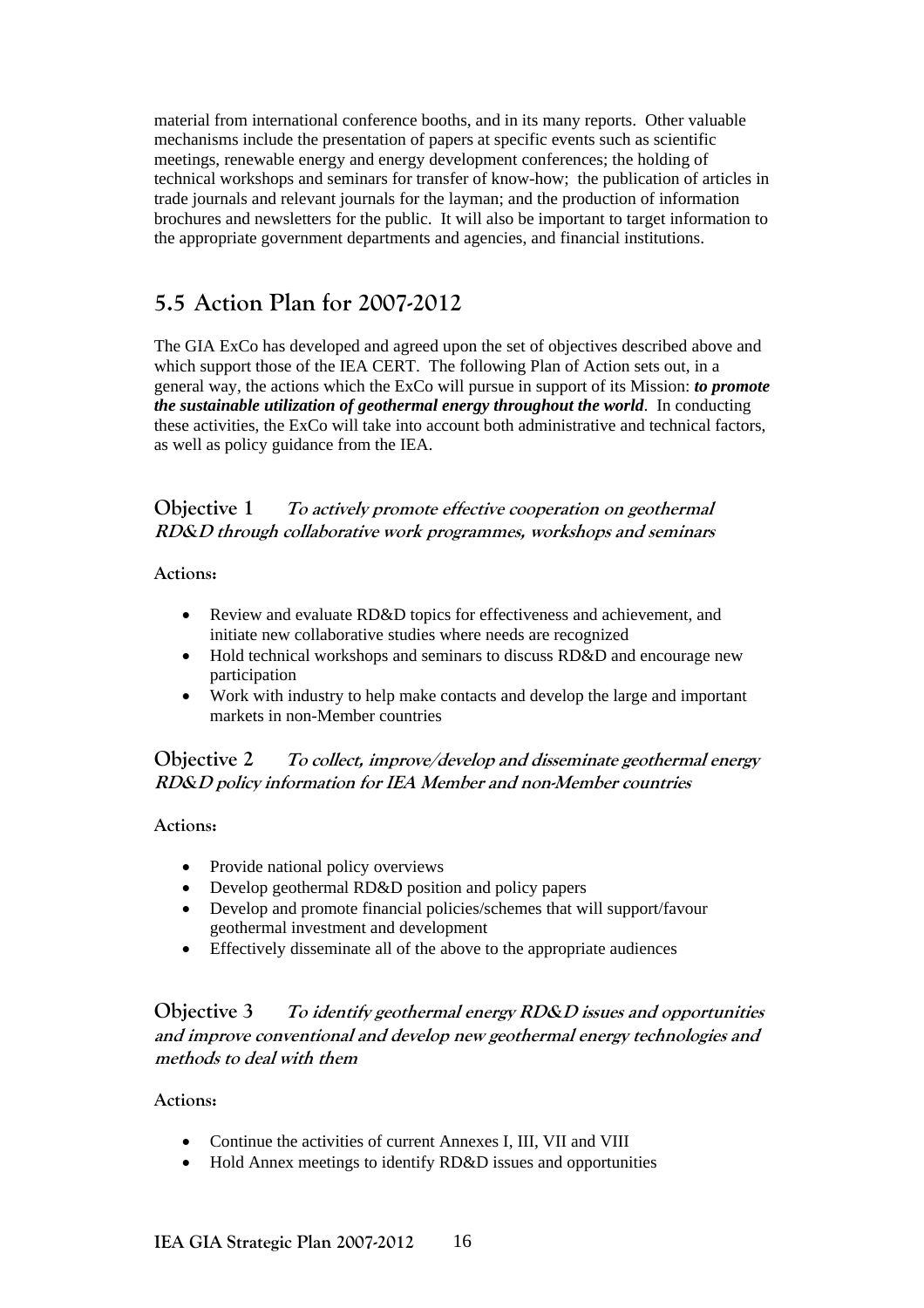material from international conference booths, and in its many reports. Other valuable mechanisms include the presentation of papers at specific events such as scientific meetings, renewable energy and energy development conferences; the holding of technical workshops and seminars for transfer of know-how; the publication of articles in trade journals and relevant journals for the layman; and the production of information brochures and newsletters for the public. It will also be important to target information to the appropriate government departments and agencies, and financial institutions.

## 5.5 Action Plan for 2007-2012

The GIA ExCo has developed and agreed upon the set of objectives described above and which support those of the IEA CERT. The following Plan of Action sets out, in a general way, the actions which the ExCo will pursue in support of its Mission: ***to promote the sustainable utilization of geothermal energy throughout the world***. In conducting these activities, the ExCo will take into account both administrative and technical factors, as well as policy guidance from the IEA.

### Objective 1 *To actively promote effective cooperation on geothermal RD&D through collaborative work programmes, workshops and seminars*

**Actions:**

- Review and evaluate RD&D topics for effectiveness and achievement, and initiate new collaborative studies where needs are recognized
- Hold technical workshops and seminars to discuss RD&D and encourage new participation
- Work with industry to help make contacts and develop the large and important markets in non-Member countries

### Objective 2 *To collect, improve/develop and disseminate geothermal energy RD&D policy information for IEA Member and non-Member countries*

**Actions:**

- Provide national policy overviews
- Develop geothermal RD&D position and policy papers
- Develop and promote financial policies/schemes that will support/favour geothermal investment and development
- Effectively disseminate all of the above to the appropriate audiences

### Objective 3 *To identify geothermal energy RD&D issues and opportunities and improve conventional and develop new geothermal energy technologies and methods to deal with them*

**Actions:**

- Continue the activities of current Annexes I, III, VII and VIII
- Hold Annex meetings to identify RD&D issues and opportunities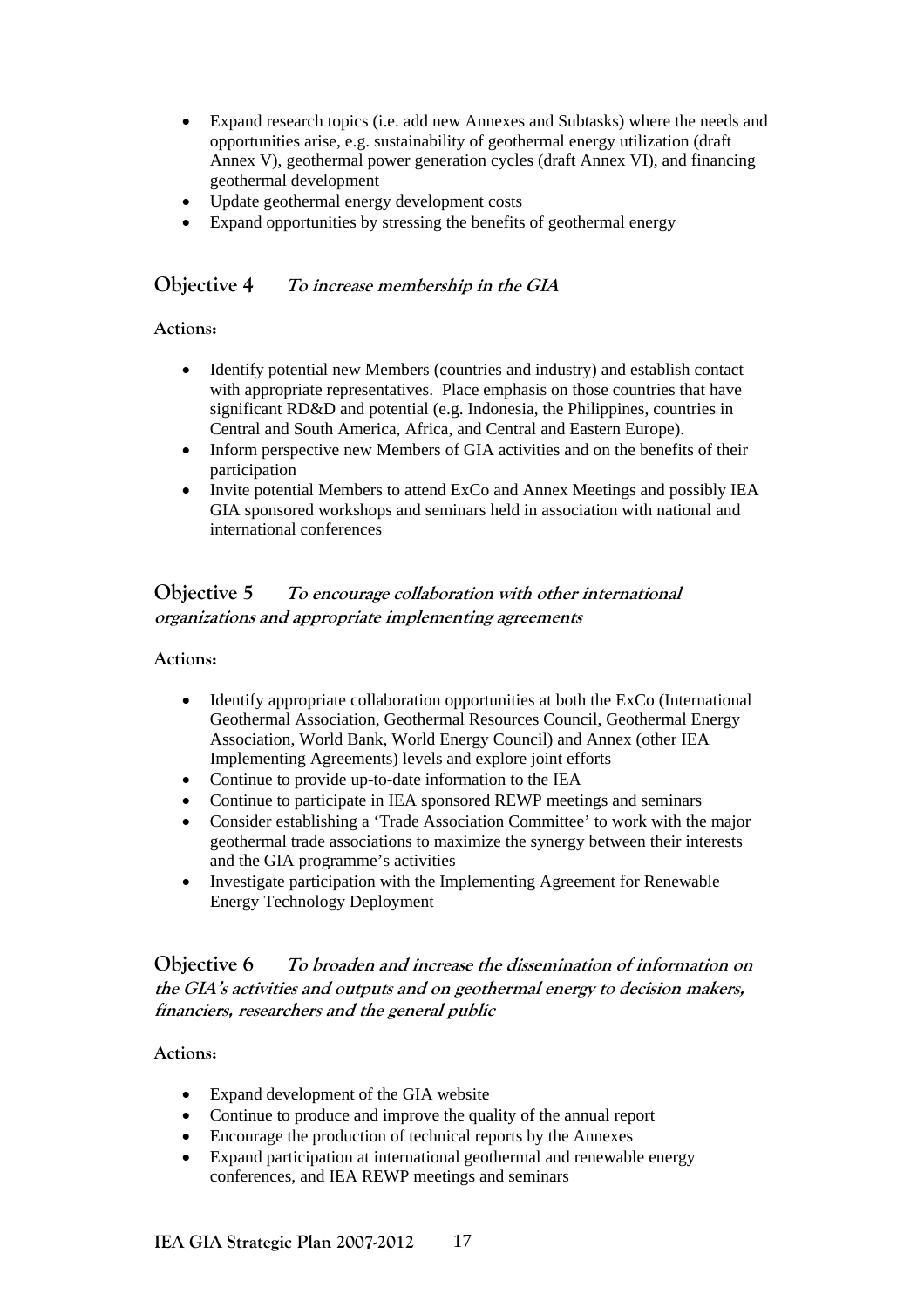- Expand research topics (i.e. add new Annexes and Subtasks) where the needs and opportunities arise, e.g. sustainability of geothermal energy utilization (draft Annex V), geothermal power generation cycles (draft Annex VI), and financing geothermal development
- Update geothermal energy development costs
- Expand opportunities by stressing the benefits of geothermal energy

## Objective 4 *To increase membership in the GIA*

**Actions:**

- Identify potential new Members (countries and industry) and establish contact with appropriate representatives. Place emphasis on those countries that have significant RD&D and potential (e.g. Indonesia, the Philippines, countries in Central and South America, Africa, and Central and Eastern Europe).
- Inform perspective new Members of GIA activities and on the benefits of their participation
- Invite potential Members to attend ExCo and Annex Meetings and possibly IEA GIA sponsored workshops and seminars held in association with national and international conferences

## Objective 5 *To encourage collaboration with other international organizations and appropriate implementing agreements*

**Actions:**

- Identify appropriate collaboration opportunities at both the ExCo (International Geothermal Association, Geothermal Resources Council, Geothermal Energy Association, World Bank, World Energy Council) and Annex (other IEA Implementing Agreements) levels and explore joint efforts
- Continue to provide up-to-date information to the IEA
- Continue to participate in IEA sponsored REWP meetings and seminars
- Consider establishing a 'Trade Association Committee' to work with the major geothermal trade associations to maximize the synergy between their interests and the GIA programme's activities
- Investigate participation with the Implementing Agreement for Renewable Energy Technology Deployment

## Objective 6 *To broaden and increase the dissemination of information on the GIA's activities and outputs and on geothermal energy to decision makers, financiers, researchers and the general public*

**Actions:**

- Expand development of the GIA website
- Continue to produce and improve the quality of the annual report
- Encourage the production of technical reports by the Annexes
- Expand participation at international geothermal and renewable energy conferences, and IEA REWP meetings and seminars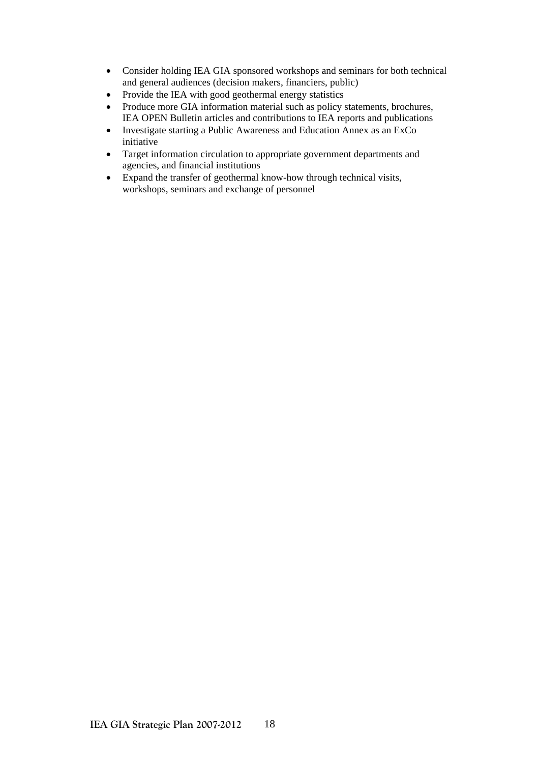- Consider holding IEA GIA sponsored workshops and seminars for both technical and general audiences (decision makers, financiers, public)
- Provide the IEA with good geothermal energy statistics
- Produce more GIA information material such as policy statements, brochures, IEA OPEN Bulletin articles and contributions to IEA reports and publications
- Investigate starting a Public Awareness and Education Annex as an ExCo initiative
- Target information circulation to appropriate government departments and agencies, and financial institutions
- Expand the transfer of geothermal know-how through technical visits, workshops, seminars and exchange of personnel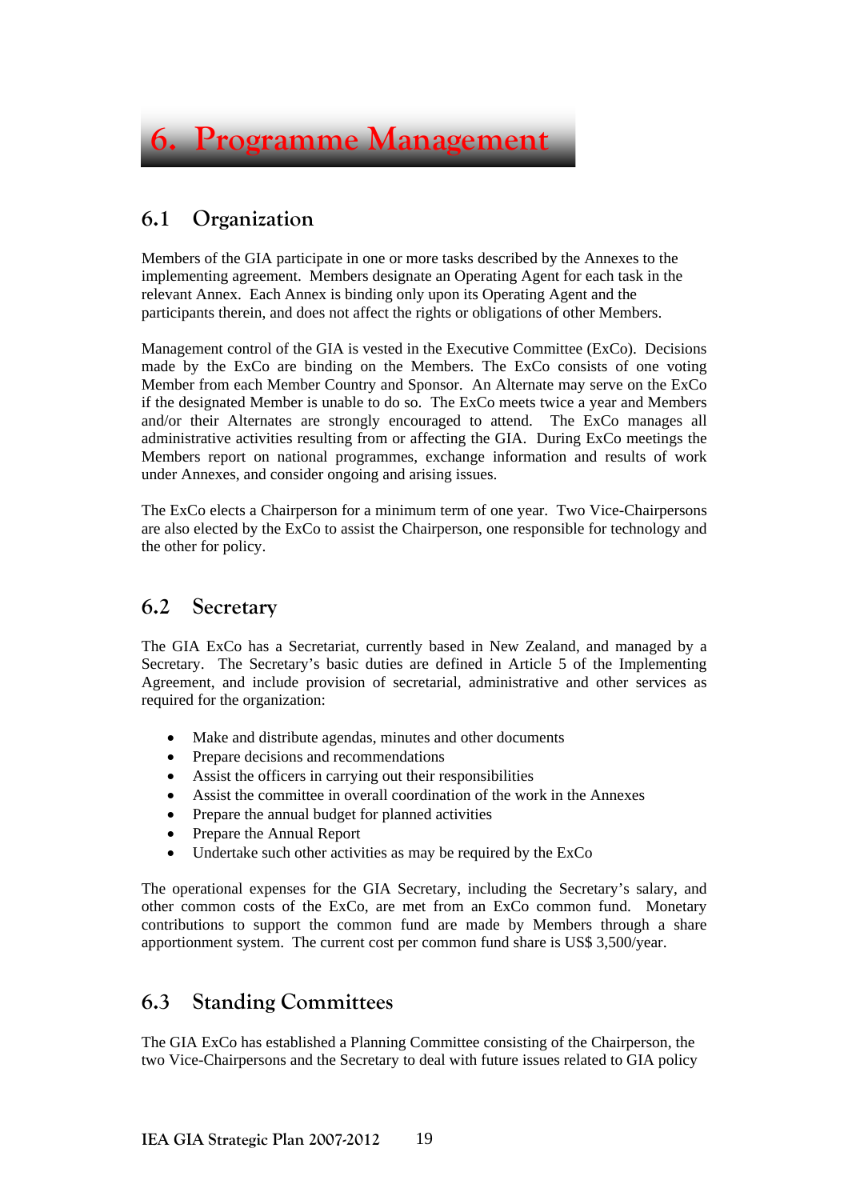# 6. Programme Management

## 6.1 Organization

Members of the GIA participate in one or more tasks described by the Annexes to the implementing agreement. Members designate an Operating Agent for each task in the relevant Annex. Each Annex is binding only upon its Operating Agent and the participants therein, and does not affect the rights or obligations of other Members.

Management control of the GIA is vested in the Executive Committee (ExCo). Decisions made by the ExCo are binding on the Members. The ExCo consists of one voting Member from each Member Country and Sponsor. An Alternate may serve on the ExCo if the designated Member is unable to do so. The ExCo meets twice a year and Members and/or their Alternates are strongly encouraged to attend. The ExCo manages all administrative activities resulting from or affecting the GIA. During ExCo meetings the Members report on national programmes, exchange information and results of work under Annexes, and consider ongoing and arising issues.

The ExCo elects a Chairperson for a minimum term of one year. Two Vice-Chairpersons are also elected by the ExCo to assist the Chairperson, one responsible for technology and the other for policy.

## 6.2 Secretary

The GIA ExCo has a Secretariat, currently based in New Zealand, and managed by a Secretary. The Secretary's basic duties are defined in Article 5 of the Implementing Agreement, and include provision of secretarial, administrative and other services as required for the organization:

- Make and distribute agendas, minutes and other documents
- Prepare decisions and recommendations
- Assist the officers in carrying out their responsibilities
- Assist the committee in overall coordination of the work in the Annexes
- Prepare the annual budget for planned activities
- Prepare the Annual Report
- Undertake such other activities as may be required by the ExCo

The operational expenses for the GIA Secretary, including the Secretary's salary, and other common costs of the ExCo, are met from an ExCo common fund. Monetary contributions to support the common fund are made by Members through a share apportionment system. The current cost per common fund share is US$ 3,500/year.

## 6.3 Standing Committees

The GIA ExCo has established a Planning Committee consisting of the Chairperson, the two Vice-Chairpersons and the Secretary to deal with future issues related to GIA policy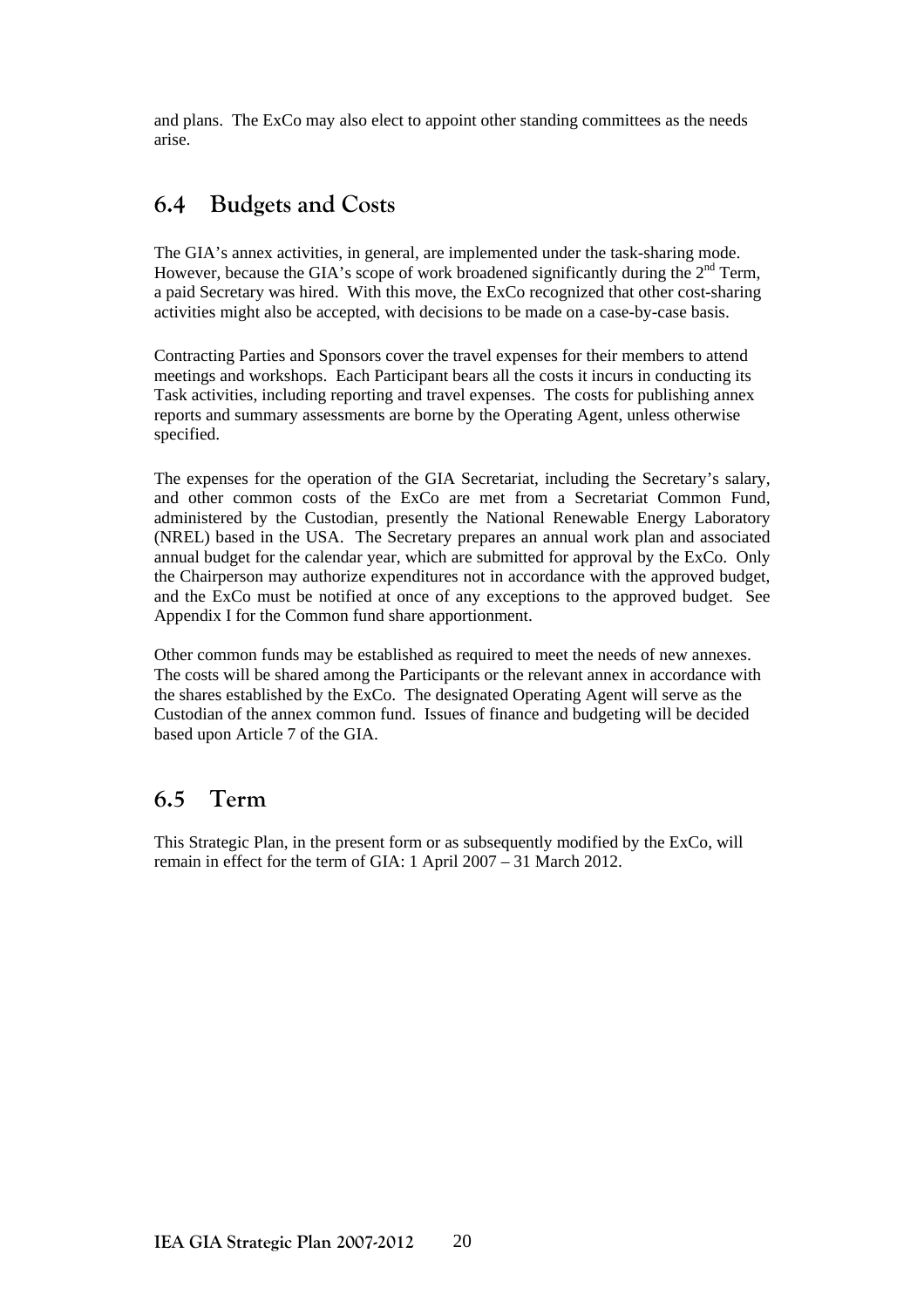and plans. The ExCo may also elect to appoint other standing committees as the needs arise.

## 6.4 Budgets and Costs

The GIA's annex activities, in general, are implemented under the task-sharing mode. However, because the GIA's scope of work broadened significantly during the 2nd Term, a paid Secretary was hired. With this move, the ExCo recognized that other cost-sharing activities might also be accepted, with decisions to be made on a case-by-case basis.

Contracting Parties and Sponsors cover the travel expenses for their members to attend meetings and workshops. Each Participant bears all the costs it incurs in conducting its Task activities, including reporting and travel expenses. The costs for publishing annex reports and summary assessments are borne by the Operating Agent, unless otherwise specified.

The expenses for the operation of the GIA Secretariat, including the Secretary's salary, and other common costs of the ExCo are met from a Secretariat Common Fund, administered by the Custodian, presently the National Renewable Energy Laboratory (NREL) based in the USA. The Secretary prepares an annual work plan and associated annual budget for the calendar year, which are submitted for approval by the ExCo. Only the Chairperson may authorize expenditures not in accordance with the approved budget, and the ExCo must be notified at once of any exceptions to the approved budget. See Appendix I for the Common fund share apportionment.

Other common funds may be established as required to meet the needs of new annexes. The costs will be shared among the Participants or the relevant annex in accordance with the shares established by the ExCo. The designated Operating Agent will serve as the Custodian of the annex common fund. Issues of finance and budgeting will be decided based upon Article 7 of the GIA.

## 6.5 Term

This Strategic Plan, in the present form or as subsequently modified by the ExCo, will remain in effect for the term of GIA: 1 April 2007 – 31 March 2012.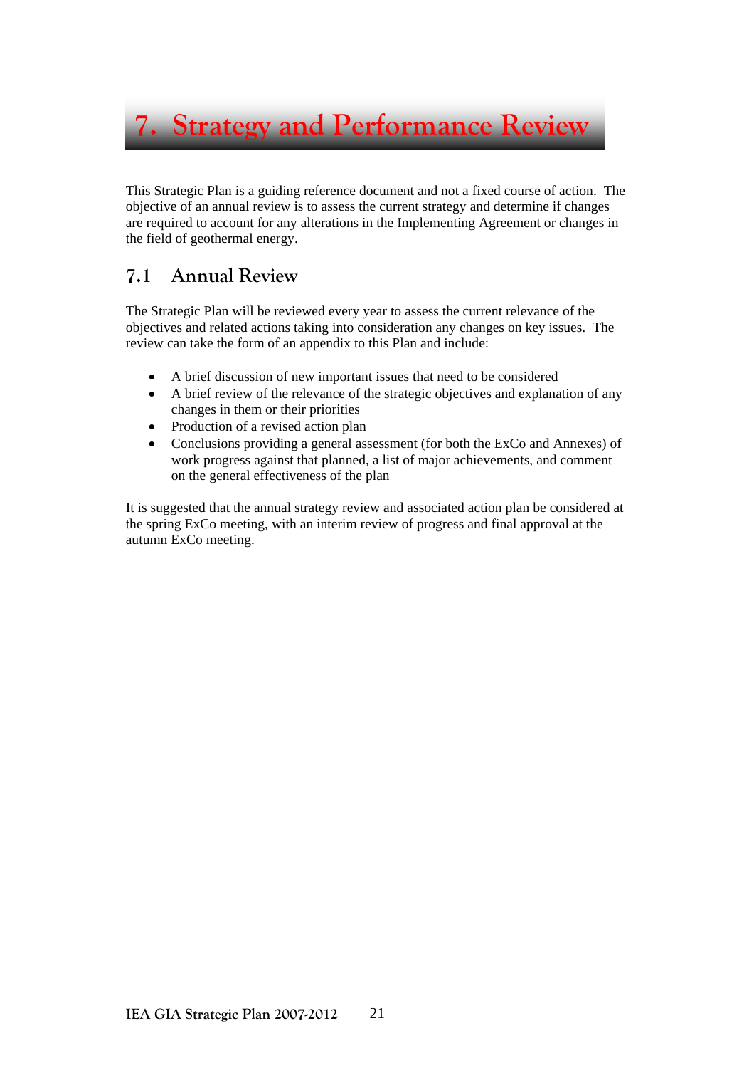# 7. Strategy and Performance Review

This Strategic Plan is a guiding reference document and not a fixed course of action. The objective of an annual review is to assess the current strategy and determine if changes are required to account for any alterations in the Implementing Agreement or changes in the field of geothermal energy.

## 7.1 Annual Review

The Strategic Plan will be reviewed every year to assess the current relevance of the objectives and related actions taking into consideration any changes on key issues. The review can take the form of an appendix to this Plan and include:

- A brief discussion of new important issues that need to be considered
- A brief review of the relevance of the strategic objectives and explanation of any changes in them or their priorities
- Production of a revised action plan
- Conclusions providing a general assessment (for both the ExCo and Annexes) of work progress against that planned, a list of major achievements, and comment on the general effectiveness of the plan

It is suggested that the annual strategy review and associated action plan be considered at the spring ExCo meeting, with an interim review of progress and final approval at the autumn ExCo meeting.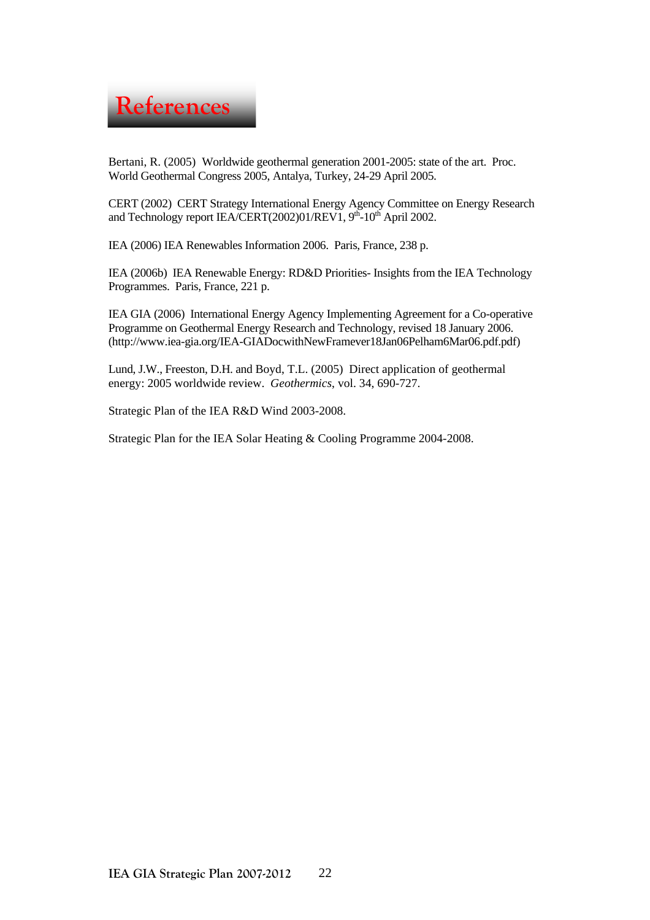# References

Bertani, R. (2005) Worldwide geothermal generation 2001-2005: state of the art. Proc. World Geothermal Congress 2005, Antalya, Turkey, 24-29 April 2005.

CERT (2002) CERT Strategy International Energy Agency Committee on Energy Research and Technology report IEA/CERT(2002)01/REV1, 9$^{th}$-10$^{th}$ April 2002.

IEA (2006) IEA Renewables Information 2006. Paris, France, 238 p.

IEA (2006b) IEA Renewable Energy: RD&D Priorities- Insights from the IEA Technology Programmes. Paris, France, 221 p.

IEA GIA (2006) International Energy Agency Implementing Agreement for a Co-operative Programme on Geothermal Energy Research and Technology, revised 18 January 2006. (http://www.iea-gia.org/IEA-GIADocwithNewFramever18Jan06Pelham6Mar06.pdf.pdf)

Lund, J.W., Freeston, D.H. and Boyd, T.L. (2005) Direct application of geothermal energy: 2005 worldwide review. *Geothermics*, vol. 34, 690-727.

Strategic Plan of the IEA R&D Wind 2003-2008.

Strategic Plan for the IEA Solar Heating & Cooling Programme 2004-2008.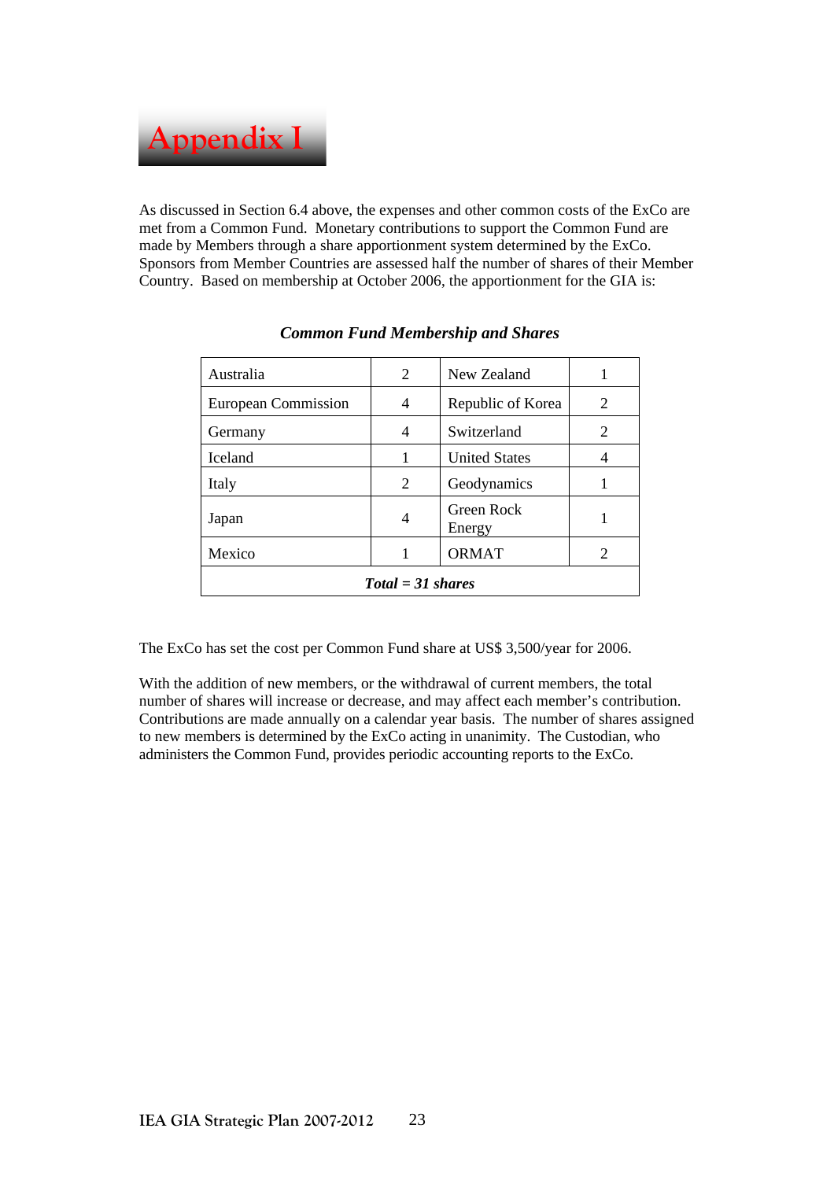// Appendix I

As discussed in Section 6.4 above, the expenses and other common costs of the ExCo are met from a Common Fund. Monetary contributions to support the Common Fund are made by Members through a share apportionment system determined by the ExCo. Sponsors from Member Countries are assessed half the number of shares of their Member Country. Based on membership at October 2006, the apportionment for the GIA is:

***Common Fund Membership and Shares***

| | | | |
|---|---|---|---|
| Australia | 2 | New Zealand | 1 |
| European Commission | 4 | Republic of Korea | 2 |
| Germany | 4 | Switzerland | 2 |
| Iceland | 1 | United States | 4 |
| Italy | 2 | Geodynamics | 1 |
| Japan | 4 | Green Rock Energy | 1 |
| Mexico | 1 | ORMAT | 2 |
| ***Total = 31 shares*** | | | |

The ExCo has set the cost per Common Fund share at US$ 3,500/year for 2006.

With the addition of new members, or the withdrawal of current members, the total number of shares will increase or decrease, and may affect each member's contribution. Contributions are made annually on a calendar year basis. The number of shares assigned to new members is determined by the ExCo acting in unanimity. The Custodian, who administers the Common Fund, provides periodic accounting reports to the ExCo.